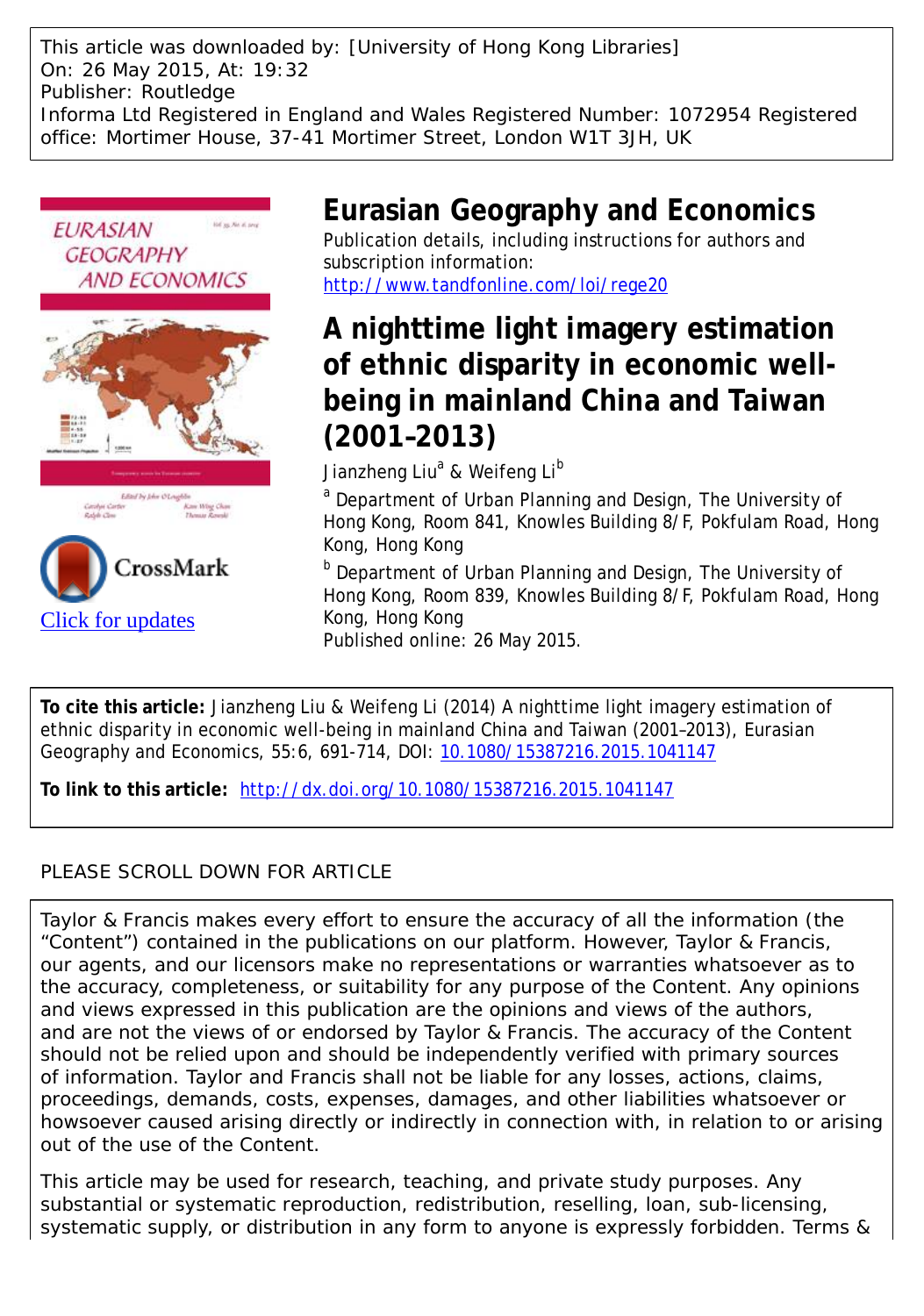This article was downloaded by: [University of Hong Kong Libraries]
On: 26 May 2015, At: 19:32
Publisher: Routledge
Informa Ltd Registered in England and Wales Registered Number: 1072954 Registered office: Mortimer House, 37-41 Mortimer Street, London W1T 3JH, UK

# Eurasian Geography and Economics

Publication details, including instructions for authors and subscription information:
http://www.tandfonline.com/loi/rege20

# A nighttime light imagery estimation of ethnic disparity in economic well-being in mainland China and Taiwan (2001–2013)

Jianzheng Liu[a] & Weifeng Li[b]

[a] Department of Urban Planning and Design, The University of Hong Kong, Room 841, Knowles Building 8/F, Pokfulam Road, Hong Kong, Hong Kong

[b] Department of Urban Planning and Design, The University of Hong Kong, Room 839, Knowles Building 8/F, Pokfulam Road, Hong Kong, Hong Kong

Published online: 26 May 2015.

Click for updates

**To cite this article:** Jianzheng Liu & Weifeng Li (2014) A nighttime light imagery estimation of ethnic disparity in economic well-being in mainland China and Taiwan (2001–2013), Eurasian Geography and Economics, 55:6, 691-714, DOI: 10.1080/15387216.2015.1041147

**To link to this article:** http://dx.doi.org/10.1080/15387216.2015.1041147

PLEASE SCROLL DOWN FOR ARTICLE

Taylor & Francis makes every effort to ensure the accuracy of all the information (the "Content") contained in the publications on our platform. However, Taylor & Francis, our agents, and our licensors make no representations or warranties whatsoever as to the accuracy, completeness, or suitability for any purpose of the Content. Any opinions and views expressed in this publication are the opinions and views of the authors, and are not the views of or endorsed by Taylor & Francis. The accuracy of the Content should not be relied upon and should be independently verified with primary sources of information. Taylor and Francis shall not be liable for any losses, actions, claims, proceedings, demands, costs, expenses, damages, and other liabilities whatsoever or howsoever caused arising directly or indirectly in connection with, in relation to or arising out of the use of the Content.

This article may be used for research, teaching, and private study purposes. Any substantial or systematic reproduction, redistribution, reselling, loan, sub-licensing, systematic supply, or distribution in any form to anyone is expressly forbidden. Terms &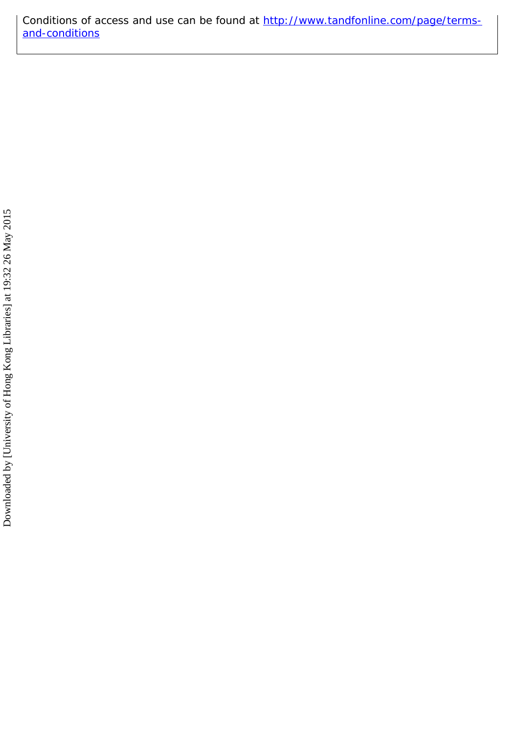Conditions of access and use can be found at http://www.tandfonline.com/page/terms-and-conditions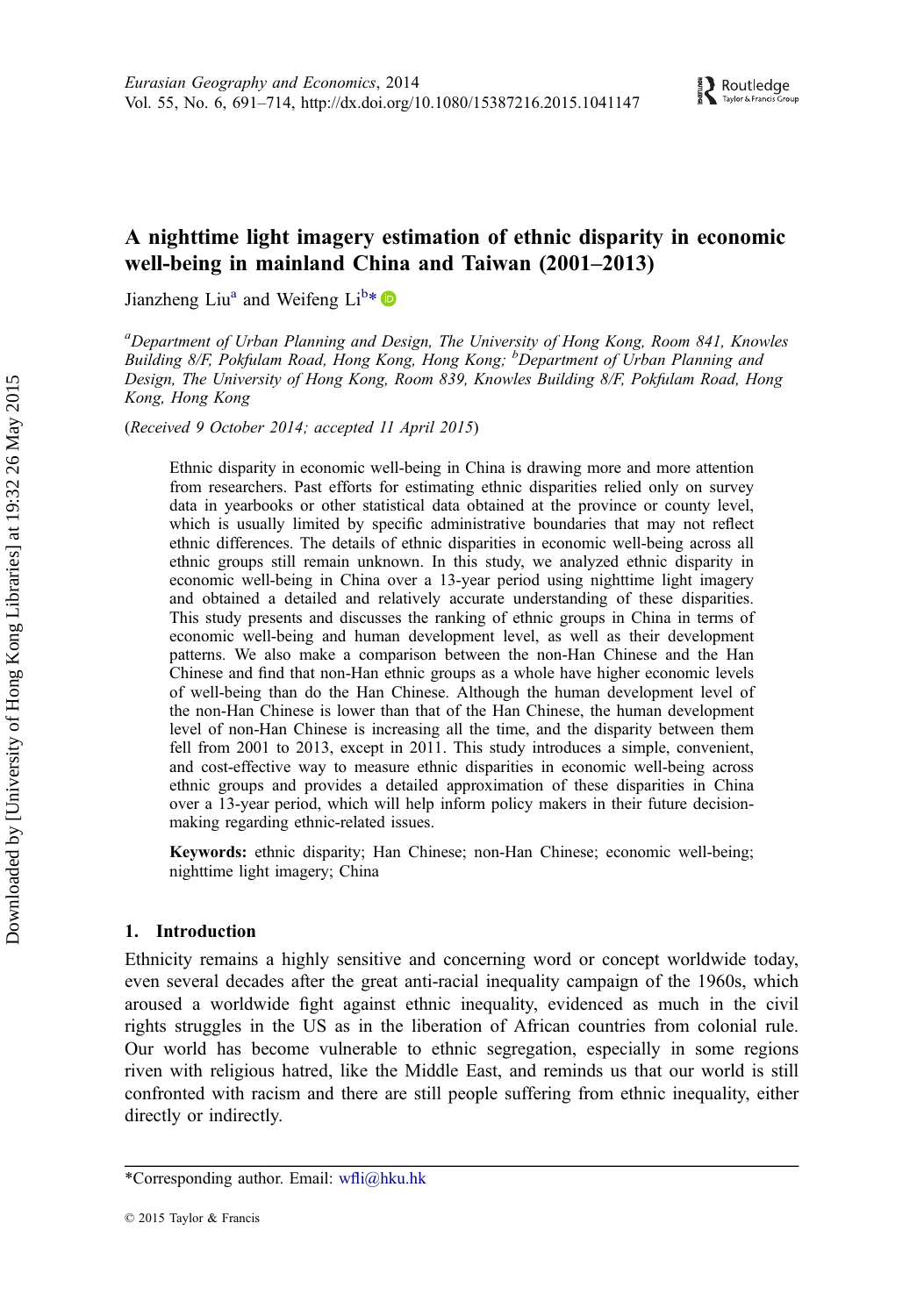# A nighttime light imagery estimation of ethnic disparity in economic well-being in mainland China and Taiwan (2001–2013)

Jianzheng Liu[a] and Weifeng Li[b]*

[a]*Department of Urban Planning and Design, The University of Hong Kong, Room 841, Knowles Building 8/F, Pokfulam Road, Hong Kong, Hong Kong;* [b]*Department of Urban Planning and Design, The University of Hong Kong, Room 839, Knowles Building 8/F, Pokfulam Road, Hong Kong, Hong Kong*

(*Received 9 October 2014; accepted 11 April 2015*)

Ethnic disparity in economic well-being in China is drawing more and more attention from researchers. Past efforts for estimating ethnic disparities relied only on survey data in yearbooks or other statistical data obtained at the province or county level, which is usually limited by specific administrative boundaries that may not reflect ethnic differences. The details of ethnic disparities in economic well-being across all ethnic groups still remain unknown. In this study, we analyzed ethnic disparity in economic well-being in China over a 13-year period using nighttime light imagery and obtained a detailed and relatively accurate understanding of these disparities. This study presents and discusses the ranking of ethnic groups in China in terms of economic well-being and human development level, as well as their development patterns. We also make a comparison between the non-Han Chinese and the Han Chinese and find that non-Han ethnic groups as a whole have higher economic levels of well-being than do the Han Chinese. Although the human development level of the non-Han Chinese is lower than that of the Han Chinese, the human development level of non-Han Chinese is increasing all the time, and the disparity between them fell from 2001 to 2013, except in 2011. This study introduces a simple, convenient, and cost-effective way to measure ethnic disparities in economic well-being across ethnic groups and provides a detailed approximation of these disparities in China over a 13-year period, which will help inform policy makers in their future decision-making regarding ethnic-related issues.

**Keywords:** ethnic disparity; Han Chinese; non-Han Chinese; economic well-being; nighttime light imagery; China

## 1. Introduction

Ethnicity remains a highly sensitive and concerning word or concept worldwide today, even several decades after the great anti-racial inequality campaign of the 1960s, which aroused a worldwide fight against ethnic inequality, evidenced as much in the civil rights struggles in the US as in the liberation of African countries from colonial rule. Our world has become vulnerable to ethnic segregation, especially in some regions riven with religious hatred, like the Middle East, and reminds us that our world is still confronted with racism and there are still people suffering from ethnic inequality, either directly or indirectly.

*Corresponding author. Email: wfli@hku.hk

© 2015 Taylor & Francis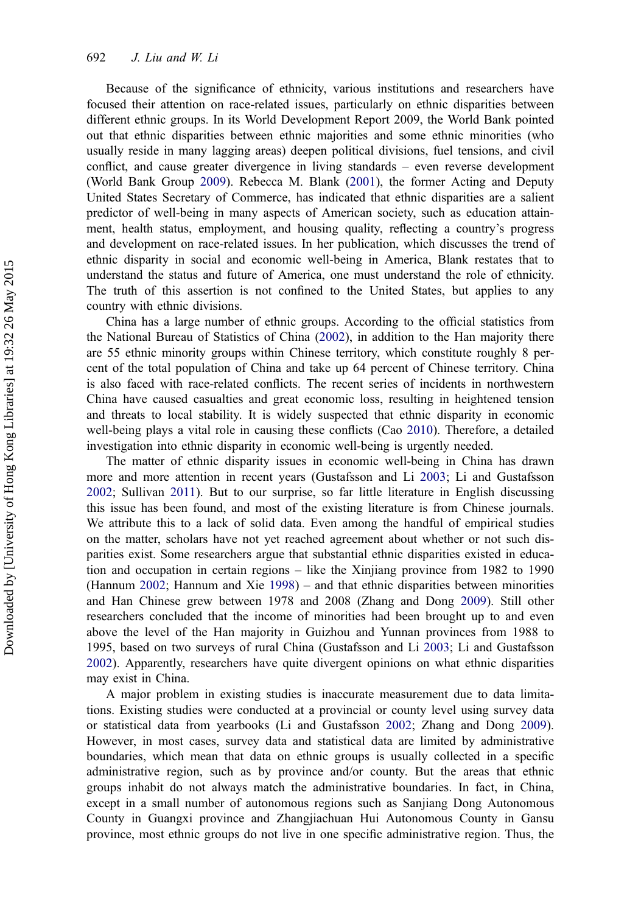Because of the significance of ethnicity, various institutions and researchers have focused their attention on race-related issues, particularly on ethnic disparities between different ethnic groups. In its World Development Report 2009, the World Bank pointed out that ethnic disparities between ethnic majorities and some ethnic minorities (who usually reside in many lagging areas) deepen political divisions, fuel tensions, and civil conflict, and cause greater divergence in living standards – even reverse development (World Bank Group 2009). Rebecca M. Blank (2001), the former Acting and Deputy United States Secretary of Commerce, has indicated that ethnic disparities are a salient predictor of well-being in many aspects of American society, such as education attainment, health status, employment, and housing quality, reflecting a country's progress and development on race-related issues. In her publication, which discusses the trend of ethnic disparity in social and economic well-being in America, Blank restates that to understand the status and future of America, one must understand the role of ethnicity. The truth of this assertion is not confined to the United States, but applies to any country with ethnic divisions.

China has a large number of ethnic groups. According to the official statistics from the National Bureau of Statistics of China (2002), in addition to the Han majority there are 55 ethnic minority groups within Chinese territory, which constitute roughly 8 percent of the total population of China and take up 64 percent of Chinese territory. China is also faced with race-related conflicts. The recent series of incidents in northwestern China have caused casualties and great economic loss, resulting in heightened tension and threats to local stability. It is widely suspected that ethnic disparity in economic well-being plays a vital role in causing these conflicts (Cao 2010). Therefore, a detailed investigation into ethnic disparity in economic well-being is urgently needed.

The matter of ethnic disparity issues in economic well-being in China has drawn more and more attention in recent years (Gustafsson and Li 2003; Li and Gustafsson 2002; Sullivan 2011). But to our surprise, so far little literature in English discussing this issue has been found, and most of the existing literature is from Chinese journals. We attribute this to a lack of solid data. Even among the handful of empirical studies on the matter, scholars have not yet reached agreement about whether or not such disparities exist. Some researchers argue that substantial ethnic disparities existed in education and occupation in certain regions – like the Xinjiang province from 1982 to 1990 (Hannum 2002; Hannum and Xie 1998) – and that ethnic disparities between minorities and Han Chinese grew between 1978 and 2008 (Zhang and Dong 2009). Still other researchers concluded that the income of minorities had been brought up to and even above the level of the Han majority in Guizhou and Yunnan provinces from 1988 to 1995, based on two surveys of rural China (Gustafsson and Li 2003; Li and Gustafsson 2002). Apparently, researchers have quite divergent opinions on what ethnic disparities may exist in China.

A major problem in existing studies is inaccurate measurement due to data limitations. Existing studies were conducted at a provincial or county level using survey data or statistical data from yearbooks (Li and Gustafsson 2002; Zhang and Dong 2009). However, in most cases, survey data and statistical data are limited by administrative boundaries, which mean that data on ethnic groups is usually collected in a specific administrative region, such as by province and/or county. But the areas that ethnic groups inhabit do not always match the administrative boundaries. In fact, in China, except in a small number of autonomous regions such as Sanjiang Dong Autonomous County in Guangxi province and Zhangjiachuan Hui Autonomous County in Gansu province, most ethnic groups do not live in one specific administrative region. Thus, the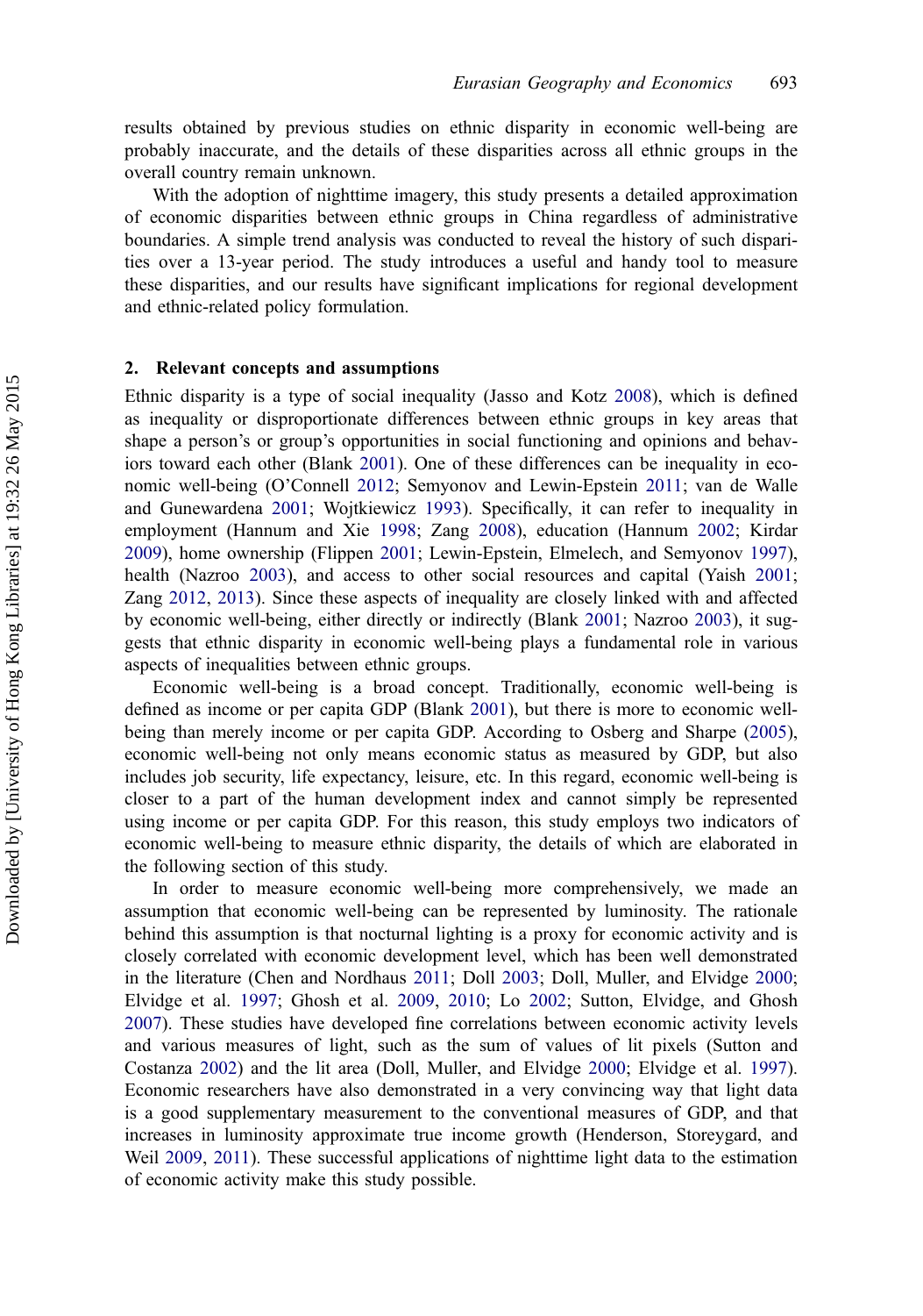results obtained by previous studies on ethnic disparity in economic well-being are probably inaccurate, and the details of these disparities across all ethnic groups in the overall country remain unknown.

With the adoption of nighttime imagery, this study presents a detailed approximation of economic disparities between ethnic groups in China regardless of administrative boundaries. A simple trend analysis was conducted to reveal the history of such disparities over a 13-year period. The study introduces a useful and handy tool to measure these disparities, and our results have significant implications for regional development and ethnic-related policy formulation.

## 2. Relevant concepts and assumptions

Ethnic disparity is a type of social inequality (Jasso and Kotz 2008), which is defined as inequality or disproportionate differences between ethnic groups in key areas that shape a person's or group's opportunities in social functioning and opinions and behaviors toward each other (Blank 2001). One of these differences can be inequality in economic well-being (O'Connell 2012; Semyonov and Lewin-Epstein 2011; van de Walle and Gunewardena 2001; Wojtkiewicz 1993). Specifically, it can refer to inequality in employment (Hannum and Xie 1998; Zang 2008), education (Hannum 2002; Kirdar 2009), home ownership (Flippen 2001; Lewin-Epstein, Elmelech, and Semyonov 1997), health (Nazroo 2003), and access to other social resources and capital (Yaish 2001; Zang 2012, 2013). Since these aspects of inequality are closely linked with and affected by economic well-being, either directly or indirectly (Blank 2001; Nazroo 2003), it suggests that ethnic disparity in economic well-being plays a fundamental role in various aspects of inequalities between ethnic groups.

Economic well-being is a broad concept. Traditionally, economic well-being is defined as income or per capita GDP (Blank 2001), but there is more to economic well-being than merely income or per capita GDP. According to Osberg and Sharpe (2005), economic well-being not only means economic status as measured by GDP, but also includes job security, life expectancy, leisure, etc. In this regard, economic well-being is closer to a part of the human development index and cannot simply be represented using income or per capita GDP. For this reason, this study employs two indicators of economic well-being to measure ethnic disparity, the details of which are elaborated in the following section of this study.

In order to measure economic well-being more comprehensively, we made an assumption that economic well-being can be represented by luminosity. The rationale behind this assumption is that nocturnal lighting is a proxy for economic activity and is closely correlated with economic development level, which has been well demonstrated in the literature (Chen and Nordhaus 2011; Doll 2003; Doll, Muller, and Elvidge 2000; Elvidge et al. 1997; Ghosh et al. 2009, 2010; Lo 2002; Sutton, Elvidge, and Ghosh 2007). These studies have developed fine correlations between economic activity levels and various measures of light, such as the sum of values of lit pixels (Sutton and Costanza 2002) and the lit area (Doll, Muller, and Elvidge 2000; Elvidge et al. 1997). Economic researchers have also demonstrated in a very convincing way that light data is a good supplementary measurement to the conventional measures of GDP, and that increases in luminosity approximate true income growth (Henderson, Storeygard, and Weil 2009, 2011). These successful applications of nighttime light data to the estimation of economic activity make this study possible.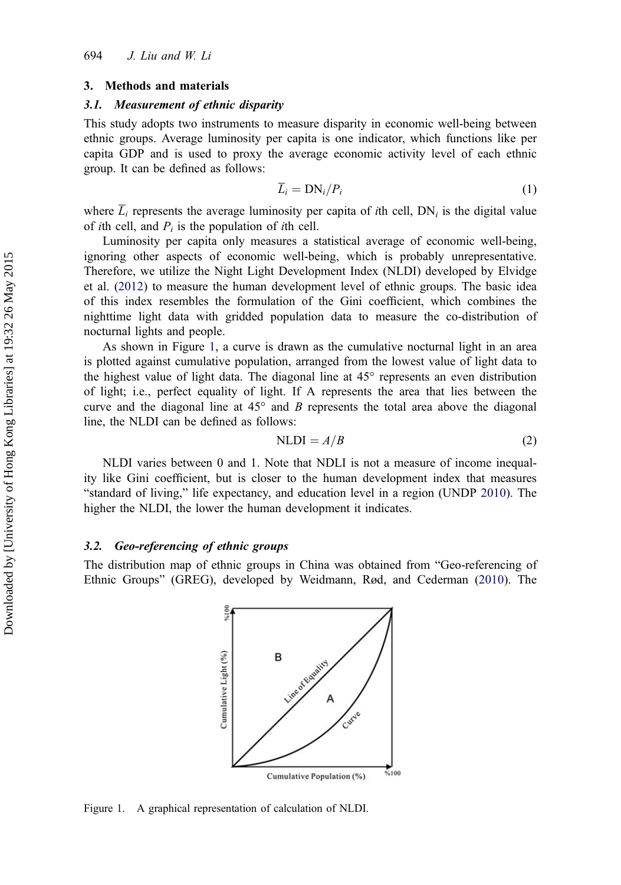## 3. Methods and materials

### 3.1. *Measurement of ethnic disparity*

This study adopts two instruments to measure disparity in economic well-being between ethnic groups. Average luminosity per capita is one indicator, which functions like per capita GDP and is used to proxy the average economic activity level of each ethnic group. It can be defined as follows:

$$\overline{L}_i = \mathrm{DN}_i / P_i \tag{1}$$

where $\overline{L}_i$ represents the average luminosity per capita of $i$th cell, $\mathrm{DN}_i$ is the digital value of $i$th cell, and $P_i$ is the population of $i$th cell.

Luminosity per capita only measures a statistical average of economic well-being, ignoring other aspects of economic well-being, which is probably unrepresentative. Therefore, we utilize the Night Light Development Index (NLDI) developed by Elvidge et al. (2012) to measure the human development level of ethnic groups. The basic idea of this index resembles the formulation of the Gini coefficient, which combines the nighttime light data with gridded population data to measure the co-distribution of nocturnal lights and people.

As shown in Figure 1, a curve is drawn as the cumulative nocturnal light in an area is plotted against cumulative population, arranged from the lowest value of light data to the highest value of light data. The diagonal line at 45° represents an even distribution of light; i.e., perfect equality of light. If A represents the area that lies between the curve and the diagonal line at 45° and $B$ represents the total area above the diagonal line, the NLDI can be defined as follows:

$$\mathrm{NLDI} = A/B \tag{2}$$

NLDI varies between 0 and 1. Note that NDLI is not a measure of income inequality like Gini coefficient, but is closer to the human development index that measures "standard of living," life expectancy, and education level in a region (UNDP 2010). The higher the NLDI, the lower the human development it indicates.

### 3.2. *Geo-referencing of ethnic groups*

The distribution map of ethnic groups in China was obtained from "Geo-referencing of Ethnic Groups" (GREG), developed by Weidmann, Rød, and Cederman (2010). The

Figure 1. A graphical representation of calculation of NLDI.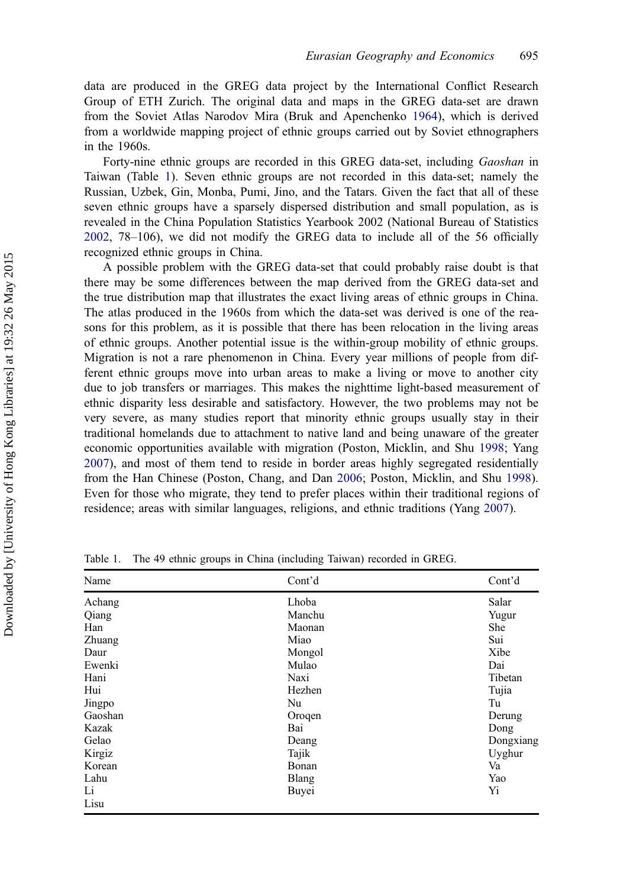data are produced in the GREG data project by the International Conflict Research Group of ETH Zurich. The original data and maps in the GREG data-set are drawn from the Soviet Atlas Narodov Mira (Bruk and Apenchenko 1964), which is derived from a worldwide mapping project of ethnic groups carried out by Soviet ethnographers in the 1960s.

Forty-nine ethnic groups are recorded in this GREG data-set, including *Gaoshan* in Taiwan (Table 1). Seven ethnic groups are not recorded in this data-set; namely the Russian, Uzbek, Gin, Monba, Pumi, Jino, and the Tatars. Given the fact that all of these seven ethnic groups have a sparsely dispersed distribution and small population, as is revealed in the China Population Statistics Yearbook 2002 (National Bureau of Statistics 2002, 78–106), we did not modify the GREG data to include all of the 56 officially recognized ethnic groups in China.

A possible problem with the GREG data-set that could probably raise doubt is that there may be some differences between the map derived from the GREG data-set and the true distribution map that illustrates the exact living areas of ethnic groups in China. The atlas produced in the 1960s from which the data-set was derived is one of the reasons for this problem, as it is possible that there has been relocation in the living areas of ethnic groups. Another potential issue is the within-group mobility of ethnic groups. Migration is not a rare phenomenon in China. Every year millions of people from different ethnic groups move into urban areas to make a living or move to another city due to job transfers or marriages. This makes the nighttime light-based measurement of ethnic disparity less desirable and satisfactory. However, the two problems may not be very severe, as many studies report that minority ethnic groups usually stay in their traditional homelands due to attachment to native land and being unaware of the greater economic opportunities available with migration (Poston, Micklin, and Shu 1998; Yang 2007), and most of them tend to reside in border areas highly segregated residentially from the Han Chinese (Poston, Chang, and Dan 2006; Poston, Micklin, and Shu 1998). Even for those who migrate, they tend to prefer places within their traditional regions of residence; areas with similar languages, religions, and ethnic traditions (Yang 2007).

Table 1. The 49 ethnic groups in China (including Taiwan) recorded in GREG.

| Name | Cont'd | Cont'd |
|---|---|---|
| Achang | Lhoba | Salar |
| Qiang | Manchu | Yugur |
| Han | Maonan | She |
| Zhuang | Miao | Sui |
| Daur | Mongol | Xibe |
| Ewenki | Mulao | Dai |
| Hani | Naxi | Tibetan |
| Hui | Hezhen | Tujia |
| Jingpo | Nu | Tu |
| Gaoshan | Oroqen | Derung |
| Kazak | Bai | Dong |
| Gelao | Deang | Dongxiang |
| Kirgiz | Tajik | Uyghur |
| Korean | Bonan | Va |
| Lahu | Blang | Yao |
| Li | Buyei | Yi |
| Lisu | | |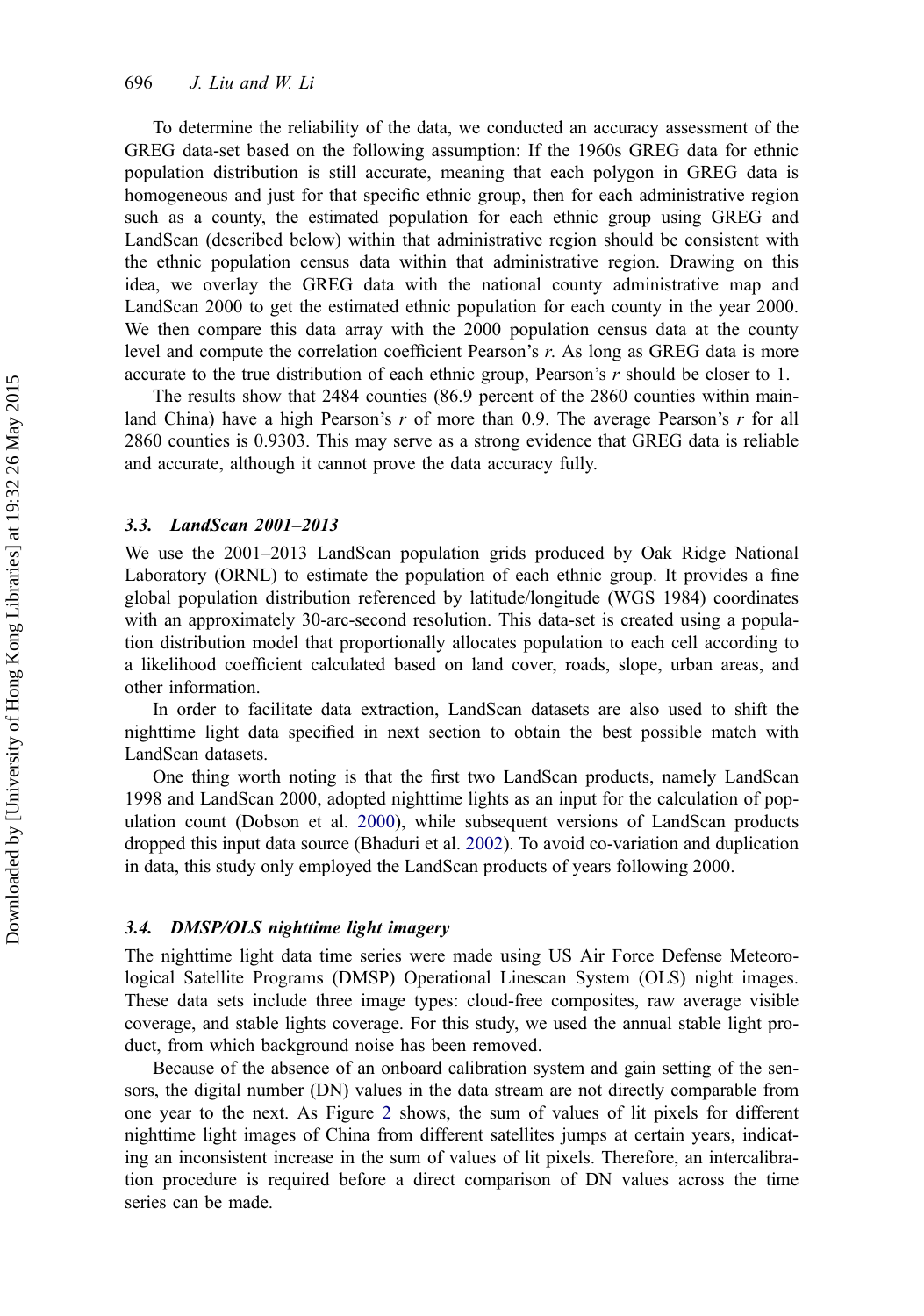To determine the reliability of the data, we conducted an accuracy assessment of the GREG data-set based on the following assumption: If the 1960s GREG data for ethnic population distribution is still accurate, meaning that each polygon in GREG data is homogeneous and just for that specific ethnic group, then for each administrative region such as a county, the estimated population for each ethnic group using GREG and LandScan (described below) within that administrative region should be consistent with the ethnic population census data within that administrative region. Drawing on this idea, we overlay the GREG data with the national county administrative map and LandScan 2000 to get the estimated ethnic population for each county in the year 2000. We then compare this data array with the 2000 population census data at the county level and compute the correlation coefficient Pearson's $r$. As long as GREG data is more accurate to the true distribution of each ethnic group, Pearson's $r$ should be closer to 1.

The results show that 2484 counties (86.9 percent of the 2860 counties within mainland China) have a high Pearson's $r$ of more than 0.9. The average Pearson's $r$ for all 2860 counties is 0.9303. This may serve as a strong evidence that GREG data is reliable and accurate, although it cannot prove the data accuracy fully.

### 3.3. *LandScan 2001–2013*

We use the 2001–2013 LandScan population grids produced by Oak Ridge National Laboratory (ORNL) to estimate the population of each ethnic group. It provides a fine global population distribution referenced by latitude/longitude (WGS 1984) coordinates with an approximately 30-arc-second resolution. This data-set is created using a population distribution model that proportionally allocates population to each cell according to a likelihood coefficient calculated based on land cover, roads, slope, urban areas, and other information.

In order to facilitate data extraction, LandScan datasets are also used to shift the nighttime light data specified in next section to obtain the best possible match with LandScan datasets.

One thing worth noting is that the first two LandScan products, namely LandScan 1998 and LandScan 2000, adopted nighttime lights as an input for the calculation of population count (Dobson et al. 2000), while subsequent versions of LandScan products dropped this input data source (Bhaduri et al. 2002). To avoid co-variation and duplication in data, this study only employed the LandScan products of years following 2000.

### 3.4. *DMSP/OLS nighttime light imagery*

The nighttime light data time series were made using US Air Force Defense Meteorological Satellite Programs (DMSP) Operational Linescan System (OLS) night images. These data sets include three image types: cloud-free composites, raw average visible coverage, and stable lights coverage. For this study, we used the annual stable light product, from which background noise has been removed.

Because of the absence of an onboard calibration system and gain setting of the sensors, the digital number (DN) values in the data stream are not directly comparable from one year to the next. As Figure 2 shows, the sum of values of lit pixels for different nighttime light images of China from different satellites jumps at certain years, indicating an inconsistent increase in the sum of values of lit pixels. Therefore, an intercalibration procedure is required before a direct comparison of DN values across the time series can be made.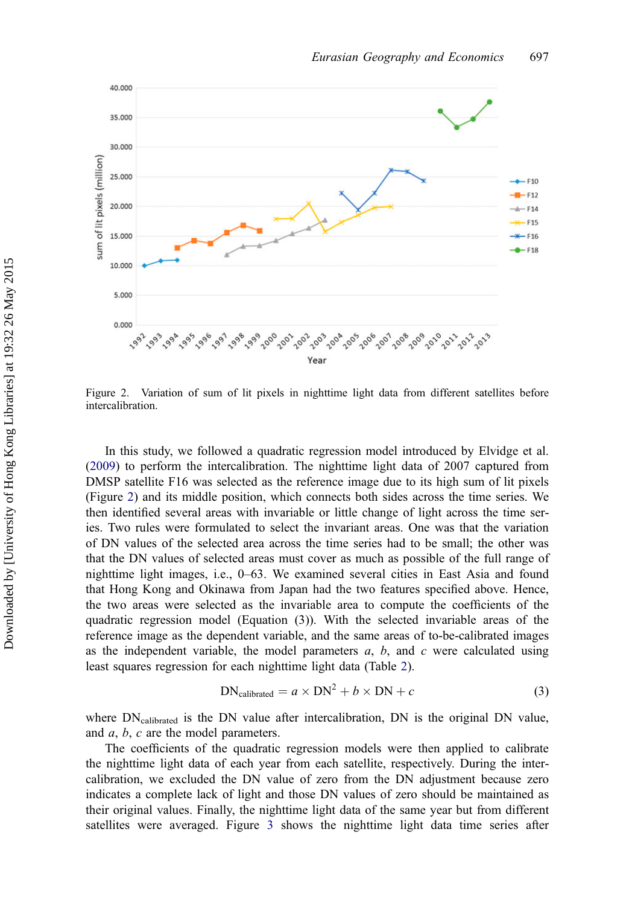Figure 2. Variation of sum of lit pixels in nighttime light data from different satellites before intercalibration.

In this study, we followed a quadratic regression model introduced by Elvidge et al. (2009) to perform the intercalibration. The nighttime light data of 2007 captured from DMSP satellite F16 was selected as the reference image due to its high sum of lit pixels (Figure 2) and its middle position, which connects both sides across the time series. We then identified several areas with invariable or little change of light across the time series. Two rules were formulated to select the invariant areas. One was that the variation of DN values of the selected area across the time series had to be small; the other was that the DN values of selected areas must cover as much as possible of the full range of nighttime light images, i.e., 0–63. We examined several cities in East Asia and found that Hong Kong and Okinawa from Japan had the two features specified above. Hence, the two areas were selected as the invariable area to compute the coefficients of the quadratic regression model (Equation (3)). With the selected invariable areas of the reference image as the dependent variable, and the same areas of to-be-calibrated images as the independent variable, the model parameters $a$, $b$, and $c$ were calculated using least squares regression for each nighttime light data (Table 2).

$$\mathrm{DN}_{\mathrm{calibrated}} = a \times \mathrm{DN}^2 + b \times \mathrm{DN} + c \tag{3}$$

where $\mathrm{DN}_{\mathrm{calibrated}}$ is the DN value after intercalibration, DN is the original DN value, and $a$, $b$, $c$ are the model parameters.

The coefficients of the quadratic regression models were then applied to calibrate the nighttime light data of each year from each satellite, respectively. During the intercalibration, we excluded the DN value of zero from the DN adjustment because zero indicates a complete lack of light and those DN values of zero should be maintained as their original values. Finally, the nighttime light data of the same year but from different satellites were averaged. Figure 3 shows the nighttime light data time series after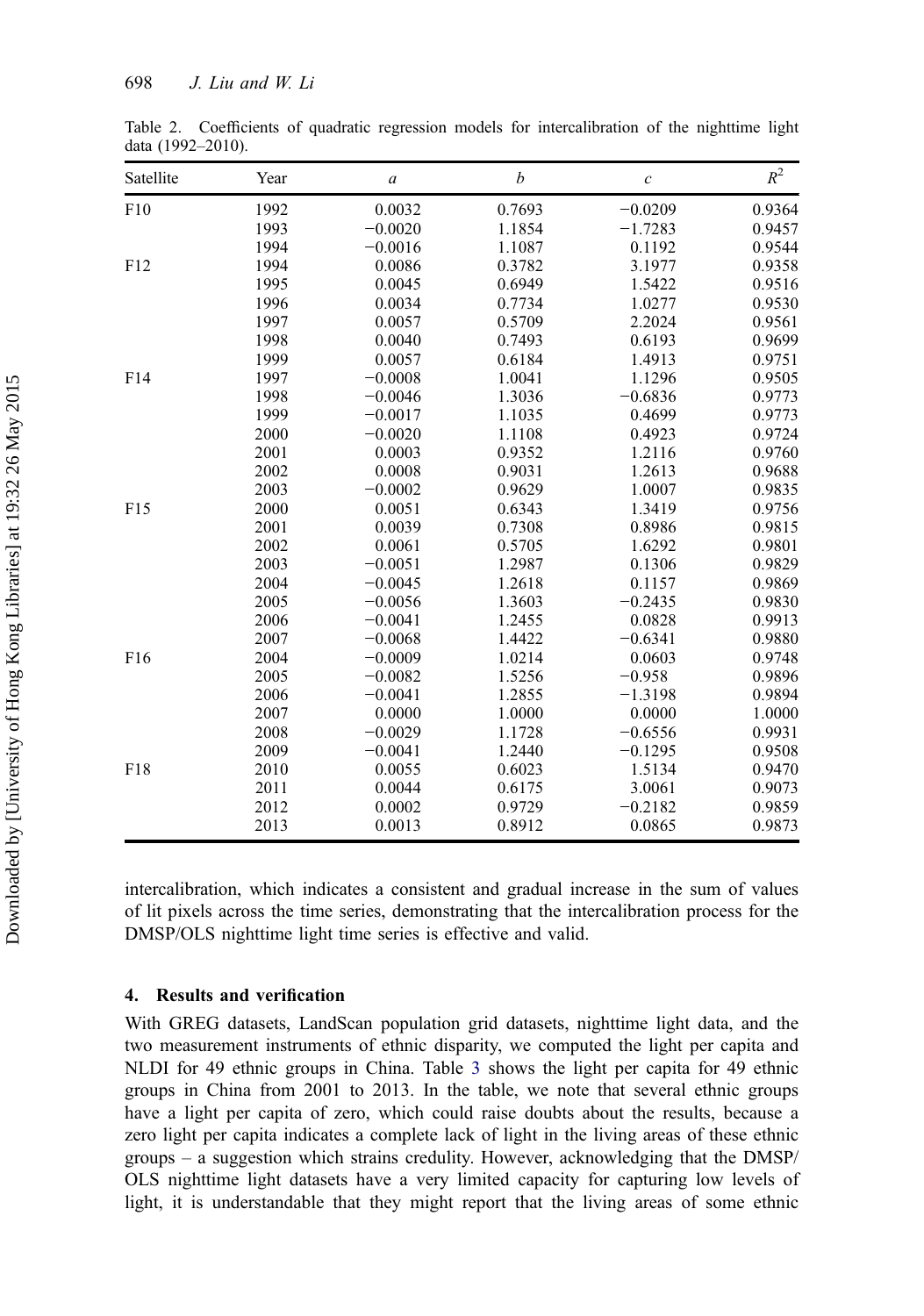Table 2. Coefficients of quadratic regression models for intercalibration of the nighttime light data (1992–2010).

| Satellite | Year | $a$ | $b$ | $c$ | $R^2$ |
|---|---|---|---|---|---|
| F10 | 1992 | 0.0032 | 0.7693 | −0.0209 | 0.9364 |
| | 1993 | −0.0020 | 1.1854 | −1.7283 | 0.9457 |
| | 1994 | −0.0016 | 1.1087 | 0.1192 | 0.9544 |
| F12 | 1994 | 0.0086 | 0.3782 | 3.1977 | 0.9358 |
| | 1995 | 0.0045 | 0.6949 | 1.5422 | 0.9516 |
| | 1996 | 0.0034 | 0.7734 | 1.0277 | 0.9530 |
| | 1997 | 0.0057 | 0.5709 | 2.2024 | 0.9561 |
| | 1998 | 0.0040 | 0.7493 | 0.6193 | 0.9699 |
| | 1999 | 0.0057 | 0.6184 | 1.4913 | 0.9751 |
| F14 | 1997 | −0.0008 | 1.0041 | 1.1296 | 0.9505 |
| | 1998 | −0.0046 | 1.3036 | −0.6836 | 0.9773 |
| | 1999 | −0.0017 | 1.1035 | 0.4699 | 0.9773 |
| | 2000 | −0.0020 | 1.1108 | 0.4923 | 0.9724 |
| | 2001 | 0.0003 | 0.9352 | 1.2116 | 0.9760 |
| | 2002 | 0.0008 | 0.9031 | 1.2613 | 0.9688 |
| | 2003 | −0.0002 | 0.9629 | 1.0007 | 0.9835 |
| F15 | 2000 | 0.0051 | 0.6343 | 1.3419 | 0.9756 |
| | 2001 | 0.0039 | 0.7308 | 0.8986 | 0.9815 |
| | 2002 | 0.0061 | 0.5705 | 1.6292 | 0.9801 |
| | 2003 | −0.0051 | 1.2987 | 0.1306 | 0.9829 |
| | 2004 | −0.0045 | 1.2618 | 0.1157 | 0.9869 |
| | 2005 | −0.0056 | 1.3603 | −0.2435 | 0.9830 |
| | 2006 | −0.0041 | 1.2455 | 0.0828 | 0.9913 |
| | 2007 | −0.0068 | 1.4422 | −0.6341 | 0.9880 |
| F16 | 2004 | −0.0009 | 1.0214 | 0.0603 | 0.9748 |
| | 2005 | −0.0082 | 1.5256 | −0.958 | 0.9896 |
| | 2006 | −0.0041 | 1.2855 | −1.3198 | 0.9894 |
| | 2007 | 0.0000 | 1.0000 | 0.0000 | 1.0000 |
| | 2008 | −0.0029 | 1.1728 | −0.6556 | 0.9931 |
| | 2009 | −0.0041 | 1.2440 | −0.1295 | 0.9508 |
| F18 | 2010 | 0.0055 | 0.6023 | 1.5134 | 0.9470 |
| | 2011 | 0.0044 | 0.6175 | 3.0061 | 0.9073 |
| | 2012 | 0.0002 | 0.9729 | −0.2182 | 0.9859 |
| | 2013 | 0.0013 | 0.8912 | 0.0865 | 0.9873 |

intercalibration, which indicates a consistent and gradual increase in the sum of values of lit pixels across the time series, demonstrating that the intercalibration process for the DMSP/OLS nighttime light time series is effective and valid.

## 4. Results and verification

With GREG datasets, LandScan population grid datasets, nighttime light data, and the two measurement instruments of ethnic disparity, we computed the light per capita and NLDI for 49 ethnic groups in China. Table 3 shows the light per capita for 49 ethnic groups in China from 2001 to 2013. In the table, we note that several ethnic groups have a light per capita of zero, which could raise doubts about the results, because a zero light per capita indicates a complete lack of light in the living areas of these ethnic groups – a suggestion which strains credulity. However, acknowledging that the DMSP/OLS nighttime light datasets have a very limited capacity for capturing low levels of light, it is understandable that they might report that the living areas of some ethnic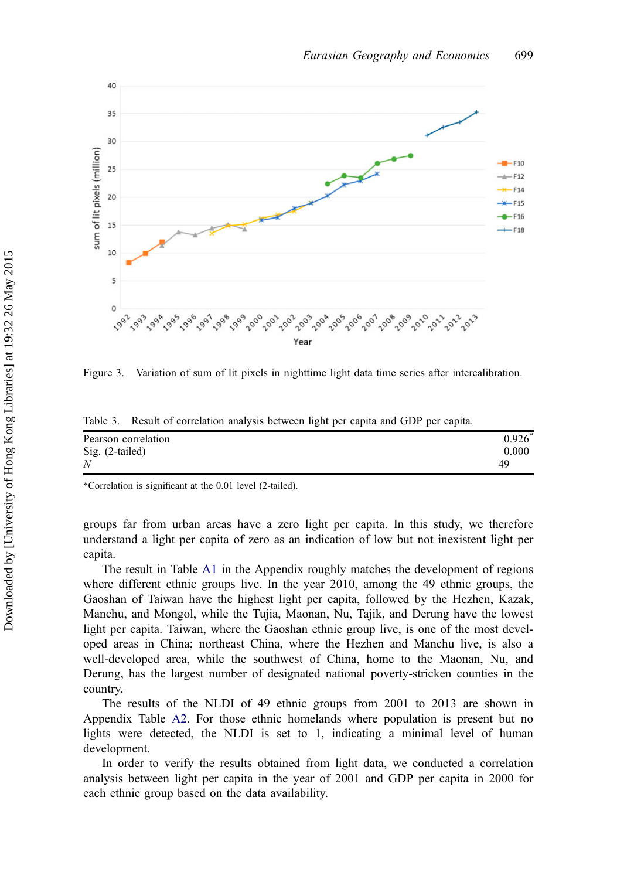Figure 3. Variation of sum of lit pixels in nighttime light data time series after intercalibration.

Table 3. Result of correlation analysis between light per capita and GDP per capita.

| | |
|---|---|
| Pearson correlation | 0.926* |
| Sig. (2-tailed) | 0.000 |
| *N* | 49 |

*Correlation is significant at the 0.01 level (2-tailed).

groups far from urban areas have a zero light per capita. In this study, we therefore understand a light per capita of zero as an indication of low but not inexistent light per capita.

The result in Table A1 in the Appendix roughly matches the development of regions where different ethnic groups live. In the year 2010, among the 49 ethnic groups, the Gaoshan of Taiwan have the highest light per capita, followed by the Hezhen, Kazak, Manchu, and Mongol, while the Tujia, Maonan, Nu, Tajik, and Derung have the lowest light per capita. Taiwan, where the Gaoshan ethnic group live, is one of the most developed areas in China; northeast China, where the Hezhen and Manchu live, is also a well-developed area, while the southwest of China, home to the Maonan, Nu, and Derung, has the largest number of designated national poverty-stricken counties in the country.

The results of the NLDI of 49 ethnic groups from 2001 to 2013 are shown in Appendix Table A2. For those ethnic homelands where population is present but no lights were detected, the NLDI is set to 1, indicating a minimal level of human development.

In order to verify the results obtained from light data, we conducted a correlation analysis between light per capita in the year of 2001 and GDP per capita in 2000 for each ethnic group based on the data availability.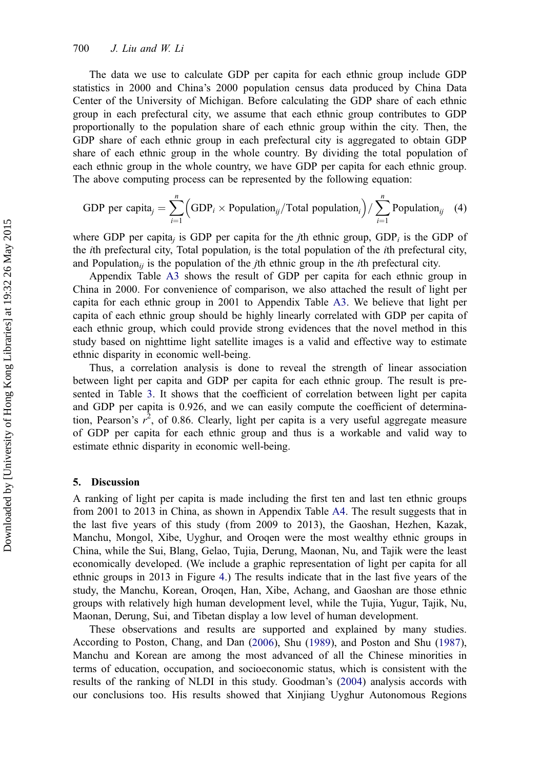The data we use to calculate GDP per capita for each ethnic group include GDP statistics in 2000 and China's 2000 population census data produced by China Data Center of the University of Michigan. Before calculating the GDP share of each ethnic group in each prefectural city, we assume that each ethnic group contributes to GDP proportionally to the population share of each ethnic group within the city. Then, the GDP share of each ethnic group in each prefectural city is aggregated to obtain GDP share of each ethnic group in the whole country. By dividing the total population of each ethnic group in the whole country, we have GDP per capita for each ethnic group. The above computing process can be represented by the following equation:

$$\text{GDP per capita}_j = \sum_{i=1}^{n} \left( \text{GDP}_i \times \text{Population}_{ij} / \text{Total population}_i \right) \Big/ \sum_{i=1}^{n} \text{Population}_{ij} \quad (4)$$

where GDP per capita$_j$ is GDP per capita for the $j$th ethnic group, GDP$_i$ is the GDP of the $i$th prefectural city, Total population$_i$ is the total population of the $i$th prefectural city, and Population$_{ij}$ is the population of the $j$th ethnic group in the $i$th prefectural city.

Appendix Table A3 shows the result of GDP per capita for each ethnic group in China in 2000. For convenience of comparison, we also attached the result of light per capita for each ethnic group in 2001 to Appendix Table A3. We believe that light per capita of each ethnic group should be highly linearly correlated with GDP per capita of each ethnic group, which could provide strong evidences that the novel method in this study based on nighttime light satellite images is a valid and effective way to estimate ethnic disparity in economic well-being.

Thus, a correlation analysis is done to reveal the strength of linear association between light per capita and GDP per capita for each ethnic group. The result is presented in Table 3. It shows that the coefficient of correlation between light per capita and GDP per capita is 0.926, and we can easily compute the coefficient of determination, Pearson's $r^2$, of 0.86. Clearly, light per capita is a very useful aggregate measure of GDP per capita for each ethnic group and thus is a workable and valid way to estimate ethnic disparity in economic well-being.

## 5. Discussion

A ranking of light per capita is made including the first ten and last ten ethnic groups from 2001 to 2013 in China, as shown in Appendix Table A4. The result suggests that in the last five years of this study (from 2009 to 2013), the Gaoshan, Hezhen, Kazak, Manchu, Mongol, Xibe, Uyghur, and Oroqen were the most wealthy ethnic groups in China, while the Sui, Blang, Gelao, Tujia, Derung, Maonan, Nu, and Tajik were the least economically developed. (We include a graphic representation of light per capita for all ethnic groups in 2013 in Figure 4.) The results indicate that in the last five years of the study, the Manchu, Korean, Oroqen, Han, Xibe, Achang, and Gaoshan are those ethnic groups with relatively high human development level, while the Tujia, Yugur, Tajik, Nu, Maonan, Derung, Sui, and Tibetan display a low level of human development.

These observations and results are supported and explained by many studies. According to Poston, Chang, and Dan (2006), Shu (1989), and Poston and Shu (1987), Manchu and Korean are among the most advanced of all the Chinese minorities in terms of education, occupation, and socioeconomic status, which is consistent with the results of the ranking of NLDI in this study. Goodman's (2004) analysis accords with our conclusions too. His results showed that Xinjiang Uyghur Autonomous Regions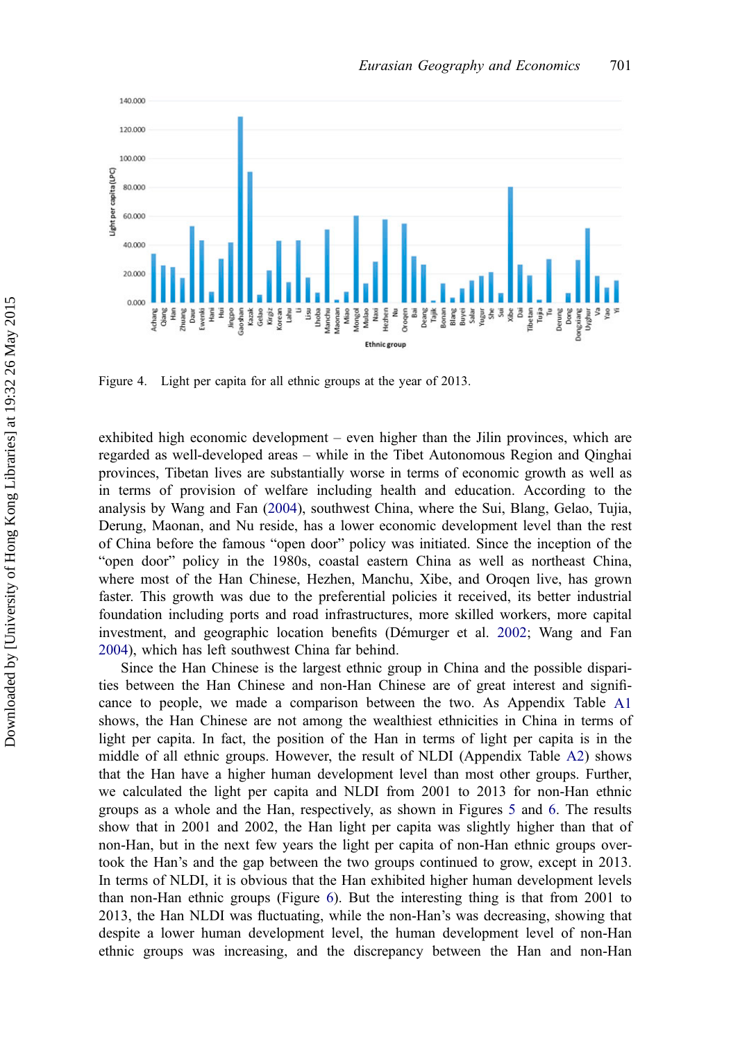Figure 4. Light per capita for all ethnic groups at the year of 2013.

exhibited high economic development – even higher than the Jilin provinces, which are regarded as well-developed areas – while in the Tibet Autonomous Region and Qinghai provinces, Tibetan lives are substantially worse in terms of economic growth as well as in terms of provision of welfare including health and education. According to the analysis by Wang and Fan (2004), southwest China, where the Sui, Blang, Gelao, Tujia, Derung, Maonan, and Nu reside, has a lower economic development level than the rest of China before the famous "open door" policy was initiated. Since the inception of the "open door" policy in the 1980s, coastal eastern China as well as northeast China, where most of the Han Chinese, Hezhen, Manchu, Xibe, and Oroqen live, has grown faster. This growth was due to the preferential policies it received, its better industrial foundation including ports and road infrastructures, more skilled workers, more capital investment, and geographic location benefits (Démurger et al. 2002; Wang and Fan 2004), which has left southwest China far behind.

Since the Han Chinese is the largest ethnic group in China and the possible disparities between the Han Chinese and non-Han Chinese are of great interest and significance to people, we made a comparison between the two. As Appendix Table A1 shows, the Han Chinese are not among the wealthiest ethnicities in China in terms of light per capita. In fact, the position of the Han in terms of light per capita is in the middle of all ethnic groups. However, the result of NLDI (Appendix Table A2) shows that the Han have a higher human development level than most other groups. Further, we calculated the light per capita and NLDI from 2001 to 2013 for non-Han ethnic groups as a whole and the Han, respectively, as shown in Figures 5 and 6. The results show that in 2001 and 2002, the Han light per capita was slightly higher than that of non-Han, but in the next few years the light per capita of non-Han ethnic groups overtook the Han's and the gap between the two groups continued to grow, except in 2013. In terms of NLDI, it is obvious that the Han exhibited higher human development levels than non-Han ethnic groups (Figure 6). But the interesting thing is that from 2001 to 2013, the Han NLDI was fluctuating, while the non-Han's was decreasing, showing that despite a lower human development level, the human development level of non-Han ethnic groups was increasing, and the discrepancy between the Han and non-Han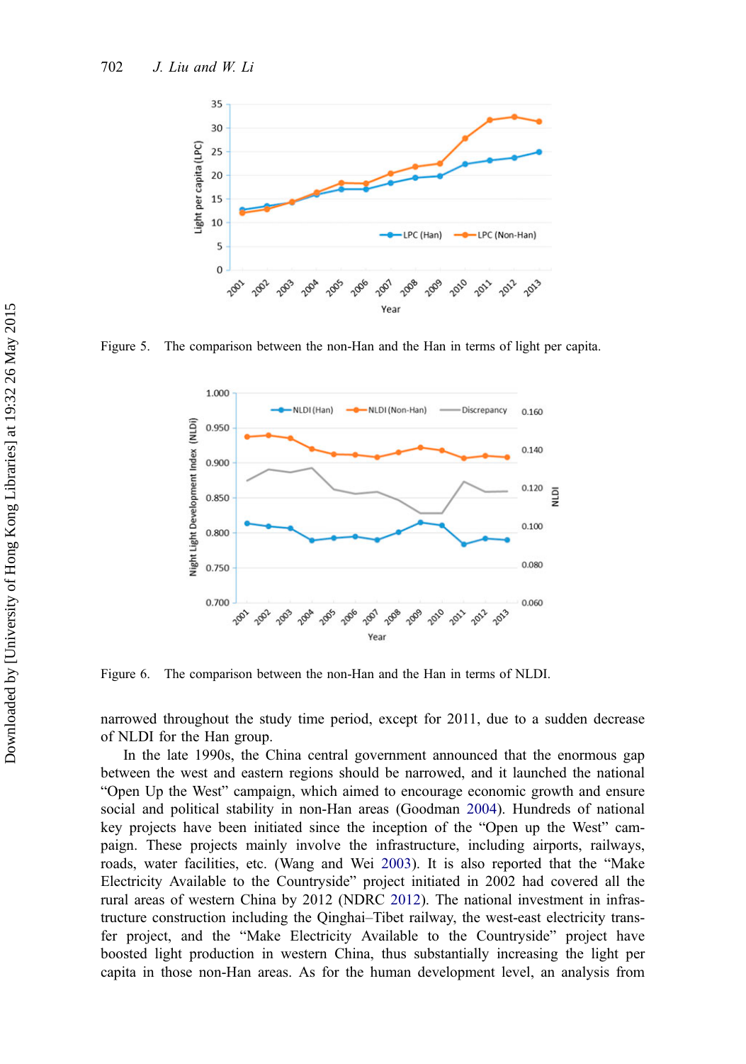Figure 5. The comparison between the non-Han and the Han in terms of light per capita.

Figure 6. The comparison between the non-Han and the Han in terms of NLDI.

narrowed throughout the study time period, except for 2011, due to a sudden decrease of NLDI for the Han group.

In the late 1990s, the China central government announced that the enormous gap between the west and eastern regions should be narrowed, and it launched the national "Open Up the West" campaign, which aimed to encourage economic growth and ensure social and political stability in non-Han areas (Goodman 2004). Hundreds of national key projects have been initiated since the inception of the "Open up the West" campaign. These projects mainly involve the infrastructure, including airports, railways, roads, water facilities, etc. (Wang and Wei 2003). It is also reported that the "Make Electricity Available to the Countryside" project initiated in 2002 had covered all the rural areas of western China by 2012 (NDRC 2012). The national investment in infrastructure construction including the Qinghai–Tibet railway, the west-east electricity transfer project, and the "Make Electricity Available to the Countryside" project have boosted light production in western China, thus substantially increasing the light per capita in those non-Han areas. As for the human development level, an analysis from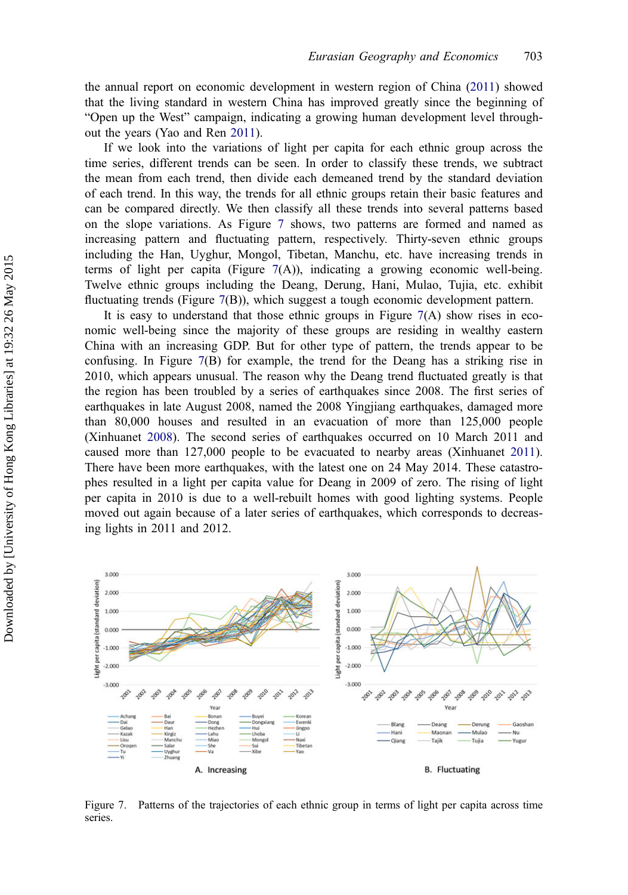the annual report on economic development in western region of China (2011) showed that the living standard in western China has improved greatly since the beginning of "Open up the West" campaign, indicating a growing human development level throughout the years (Yao and Ren 2011).

If we look into the variations of light per capita for each ethnic group across the time series, different trends can be seen. In order to classify these trends, we subtract the mean from each trend, then divide each demeaned trend by the standard deviation of each trend. In this way, the trends for all ethnic groups retain their basic features and can be compared directly. We then classify all these trends into several patterns based on the slope variations. As Figure 7 shows, two patterns are formed and named as increasing pattern and fluctuating pattern, respectively. Thirty-seven ethnic groups including the Han, Uyghur, Mongol, Tibetan, Manchu, etc. have increasing trends in terms of light per capita (Figure 7(A)), indicating a growing economic well-being. Twelve ethnic groups including the Deang, Derung, Hani, Mulao, Tujia, etc. exhibit fluctuating trends (Figure 7(B)), which suggest a tough economic development pattern.

It is easy to understand that those ethnic groups in Figure 7(A) show rises in economic well-being since the majority of these groups are residing in wealthy eastern China with an increasing GDP. But for other type of pattern, the trends appear to be confusing. In Figure 7(B) for example, the trend for the Deang has a striking rise in 2010, which appears unusual. The reason why the Deang trend fluctuated greatly is that the region has been troubled by a series of earthquakes since 2008. The first series of earthquakes in late August 2008, named the 2008 Yingjiang earthquakes, damaged more than 80,000 houses and resulted in an evacuation of more than 125,000 people (Xinhuanet 2008). The second series of earthquakes occurred on 10 March 2011 and caused more than 127,000 people to be evacuated to nearby areas (Xinhuanet 2011). There have been more earthquakes, with the latest one on 24 May 2014. These catastrophes resulted in a light per capita value for Deang in 2009 of zero. The rising of light per capita in 2010 is due to a well-rebuilt homes with good lighting systems. People moved out again because of a later series of earthquakes, which corresponds to decreasing lights in 2011 and 2012.

Figure 7. Patterns of the trajectories of each ethnic group in terms of light per capita across time series.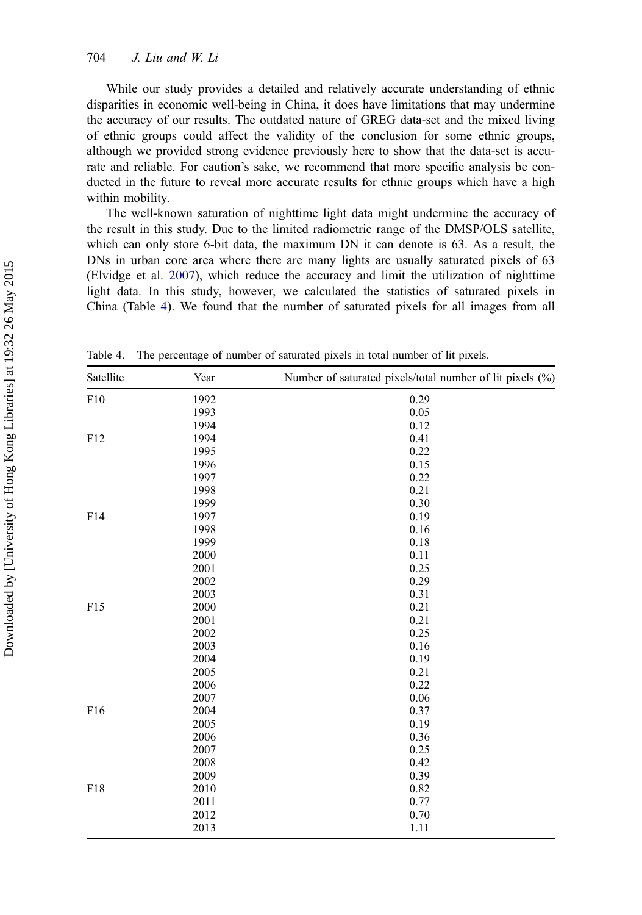While our study provides a detailed and relatively accurate understanding of ethnic disparities in economic well-being in China, it does have limitations that may undermine the accuracy of our results. The outdated nature of GREG data-set and the mixed living of ethnic groups could affect the validity of the conclusion for some ethnic groups, although we provided strong evidence previously here to show that the data-set is accurate and reliable. For caution's sake, we recommend that more specific analysis be conducted in the future to reveal more accurate results for ethnic groups which have a high within mobility.

The well-known saturation of nighttime light data might undermine the accuracy of the result in this study. Due to the limited radiometric range of the DMSP/OLS satellite, which can only store 6-bit data, the maximum DN it can denote is 63. As a result, the DNs in urban core area where there are many lights are usually saturated pixels of 63 (Elvidge et al. 2007), which reduce the accuracy and limit the utilization of nighttime light data. In this study, however, we calculated the statistics of saturated pixels in China (Table 4). We found that the number of saturated pixels for all images from all

Table 4. The percentage of number of saturated pixels in total number of lit pixels.

| Satellite | Year | Number of saturated pixels/total number of lit pixels (%) |
|---|---|---|
| F10 | 1992 | 0.29 |
| | 1993 | 0.05 |
| | 1994 | 0.12 |
| F12 | 1994 | 0.41 |
| | 1995 | 0.22 |
| | 1996 | 0.15 |
| | 1997 | 0.22 |
| | 1998 | 0.21 |
| | 1999 | 0.30 |
| F14 | 1997 | 0.19 |
| | 1998 | 0.16 |
| | 1999 | 0.18 |
| | 2000 | 0.11 |
| | 2001 | 0.25 |
| | 2002 | 0.29 |
| | 2003 | 0.31 |
| F15 | 2000 | 0.21 |
| | 2001 | 0.21 |
| | 2002 | 0.25 |
| | 2003 | 0.16 |
| | 2004 | 0.19 |
| | 2005 | 0.21 |
| | 2006 | 0.22 |
| | 2007 | 0.06 |
| F16 | 2004 | 0.37 |
| | 2005 | 0.19 |
| | 2006 | 0.36 |
| | 2007 | 0.25 |
| | 2008 | 0.42 |
| | 2009 | 0.39 |
| F18 | 2010 | 0.82 |
| | 2011 | 0.77 |
| | 2012 | 0.70 |
| | 2013 | 1.11 |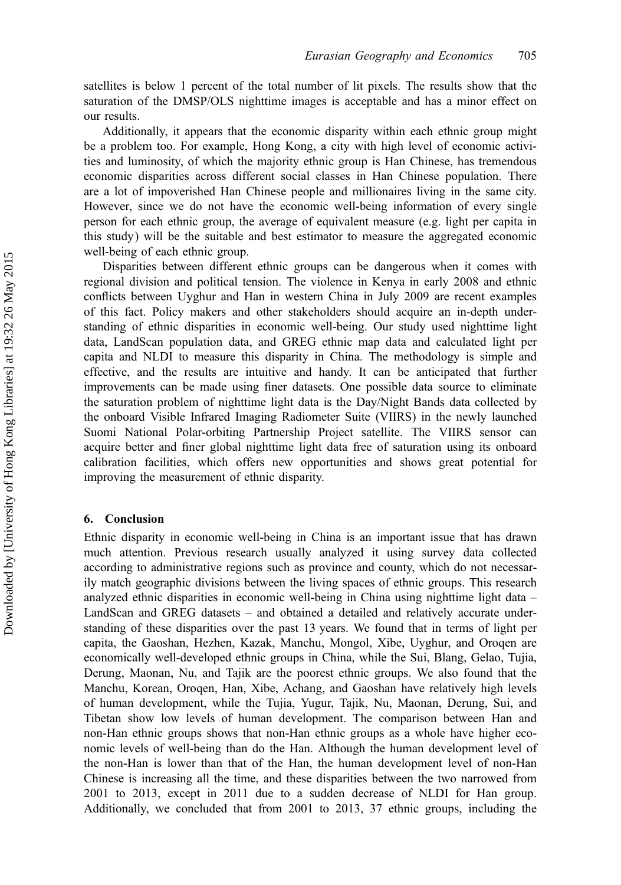satellites is below 1 percent of the total number of lit pixels. The results show that the saturation of the DMSP/OLS nighttime images is acceptable and has a minor effect on our results.

Additionally, it appears that the economic disparity within each ethnic group might be a problem too. For example, Hong Kong, a city with high level of economic activities and luminosity, of which the majority ethnic group is Han Chinese, has tremendous economic disparities across different social classes in Han Chinese population. There are a lot of impoverished Han Chinese people and millionaires living in the same city. However, since we do not have the economic well-being information of every single person for each ethnic group, the average of equivalent measure (e.g. light per capita in this study) will be the suitable and best estimator to measure the aggregated economic well-being of each ethnic group.

Disparities between different ethnic groups can be dangerous when it comes with regional division and political tension. The violence in Kenya in early 2008 and ethnic conflicts between Uyghur and Han in western China in July 2009 are recent examples of this fact. Policy makers and other stakeholders should acquire an in-depth understanding of ethnic disparities in economic well-being. Our study used nighttime light data, LandScan population data, and GREG ethnic map data and calculated light per capita and NLDI to measure this disparity in China. The methodology is simple and effective, and the results are intuitive and handy. It can be anticipated that further improvements can be made using finer datasets. One possible data source to eliminate the saturation problem of nighttime light data is the Day/Night Bands data collected by the onboard Visible Infrared Imaging Radiometer Suite (VIIRS) in the newly launched Suomi National Polar-orbiting Partnership Project satellite. The VIIRS sensor can acquire better and finer global nighttime light data free of saturation using its onboard calibration facilities, which offers new opportunities and shows great potential for improving the measurement of ethnic disparity.

## 6. Conclusion

Ethnic disparity in economic well-being in China is an important issue that has drawn much attention. Previous research usually analyzed it using survey data collected according to administrative regions such as province and county, which do not necessarily match geographic divisions between the living spaces of ethnic groups. This research analyzed ethnic disparities in economic well-being in China using nighttime light data – LandScan and GREG datasets – and obtained a detailed and relatively accurate understanding of these disparities over the past 13 years. We found that in terms of light per capita, the Gaoshan, Hezhen, Kazak, Manchu, Mongol, Xibe, Uyghur, and Oroqen are economically well-developed ethnic groups in China, while the Sui, Blang, Gelao, Tujia, Derung, Maonan, Nu, and Tajik are the poorest ethnic groups. We also found that the Manchu, Korean, Oroqen, Han, Xibe, Achang, and Gaoshan have relatively high levels of human development, while the Tujia, Yugur, Tajik, Nu, Maonan, Derung, Sui, and Tibetan show low levels of human development. The comparison between Han and non-Han ethnic groups shows that non-Han ethnic groups as a whole have higher economic levels of well-being than do the Han. Although the human development level of the non-Han is lower than that of the Han, the human development level of non-Han Chinese is increasing all the time, and these disparities between the two narrowed from 2001 to 2013, except in 2011 due to a sudden decrease of NLDI for Han group. Additionally, we concluded that from 2001 to 2013, 37 ethnic groups, including the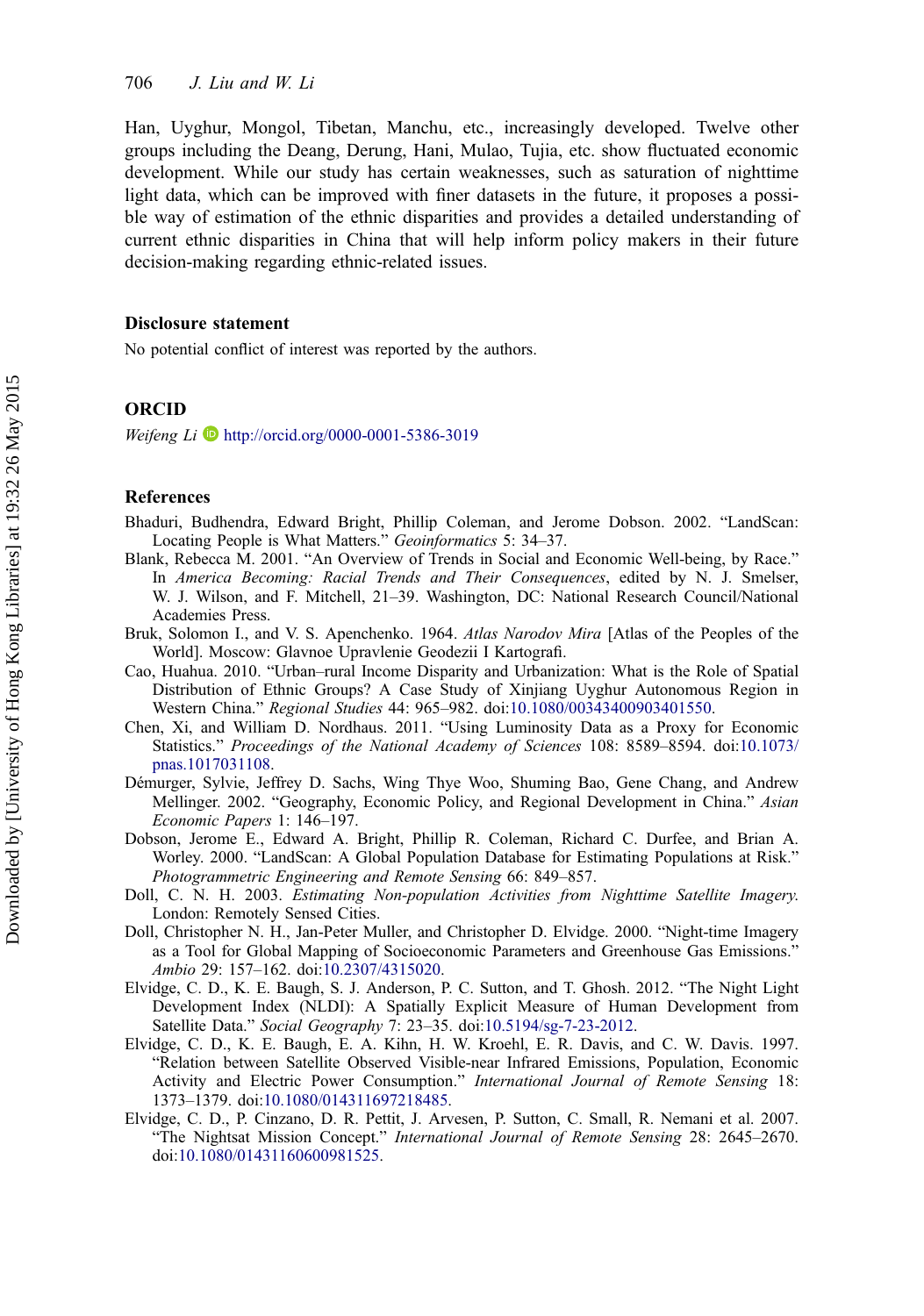Han, Uyghur, Mongol, Tibetan, Manchu, etc., increasingly developed. Twelve other groups including the Deang, Derung, Hani, Mulao, Tujia, etc. show fluctuated economic development. While our study has certain weaknesses, such as saturation of nighttime light data, which can be improved with finer datasets in the future, it proposes a possible way of estimation of the ethnic disparities and provides a detailed understanding of current ethnic disparities in China that will help inform policy makers in their future decision-making regarding ethnic-related issues.

## Disclosure statement

No potential conflict of interest was reported by the authors.

## ORCID

*Weifeng Li* http://orcid.org/0000-0001-5386-3019

## References

Bhaduri, Budhendra, Edward Bright, Phillip Coleman, and Jerome Dobson. 2002. "LandScan: Locating People is What Matters." *Geoinformatics* 5: 34–37.

Blank, Rebecca M. 2001. "An Overview of Trends in Social and Economic Well-being, by Race." In *America Becoming: Racial Trends and Their Consequences*, edited by N. J. Smelser, W. J. Wilson, and F. Mitchell, 21–39. Washington, DC: National Research Council/National Academies Press.

Bruk, Solomon I., and V. S. Apenchenko. 1964. *Atlas Narodov Mira* [Atlas of the Peoples of the World]. Moscow: Glavnoe Upravlenie Geodezii I Kartografi.

Cao, Huahua. 2010. "Urban–rural Income Disparity and Urbanization: What is the Role of Spatial Distribution of Ethnic Groups? A Case Study of Xinjiang Uyghur Autonomous Region in Western China." *Regional Studies* 44: 965–982. doi:10.1080/00343400903401550.

Chen, Xi, and William D. Nordhaus. 2011. "Using Luminosity Data as a Proxy for Economic Statistics." *Proceedings of the National Academy of Sciences* 108: 8589–8594. doi:10.1073/pnas.1017031108.

Démurger, Sylvie, Jeffrey D. Sachs, Wing Thye Woo, Shuming Bao, Gene Chang, and Andrew Mellinger. 2002. "Geography, Economic Policy, and Regional Development in China." *Asian Economic Papers* 1: 146–197.

Dobson, Jerome E., Edward A. Bright, Phillip R. Coleman, Richard C. Durfee, and Brian A. Worley. 2000. "LandScan: A Global Population Database for Estimating Populations at Risk." *Photogrammetric Engineering and Remote Sensing* 66: 849–857.

Doll, C. N. H. 2003. *Estimating Non-population Activities from Nighttime Satellite Imagery.* London: Remotely Sensed Cities.

Doll, Christopher N. H., Jan-Peter Muller, and Christopher D. Elvidge. 2000. "Night-time Imagery as a Tool for Global Mapping of Socioeconomic Parameters and Greenhouse Gas Emissions." *Ambio* 29: 157–162. doi:10.2307/4315020.

Elvidge, C. D., K. E. Baugh, S. J. Anderson, P. C. Sutton, and T. Ghosh. 2012. "The Night Light Development Index (NLDI): A Spatially Explicit Measure of Human Development from Satellite Data." *Social Geography* 7: 23–35. doi:10.5194/sg-7-23-2012.

Elvidge, C. D., K. E. Baugh, E. A. Kihn, H. W. Kroehl, E. R. Davis, and C. W. Davis. 1997. "Relation between Satellite Observed Visible-near Infrared Emissions, Population, Economic Activity and Electric Power Consumption." *International Journal of Remote Sensing* 18: 1373–1379. doi:10.1080/014311697218485.

Elvidge, C. D., P. Cinzano, D. R. Pettit, J. Arvesen, P. Sutton, C. Small, R. Nemani et al. 2007. "The Nightsat Mission Concept." *International Journal of Remote Sensing* 28: 2645–2670. doi:10.1080/01431160600981525.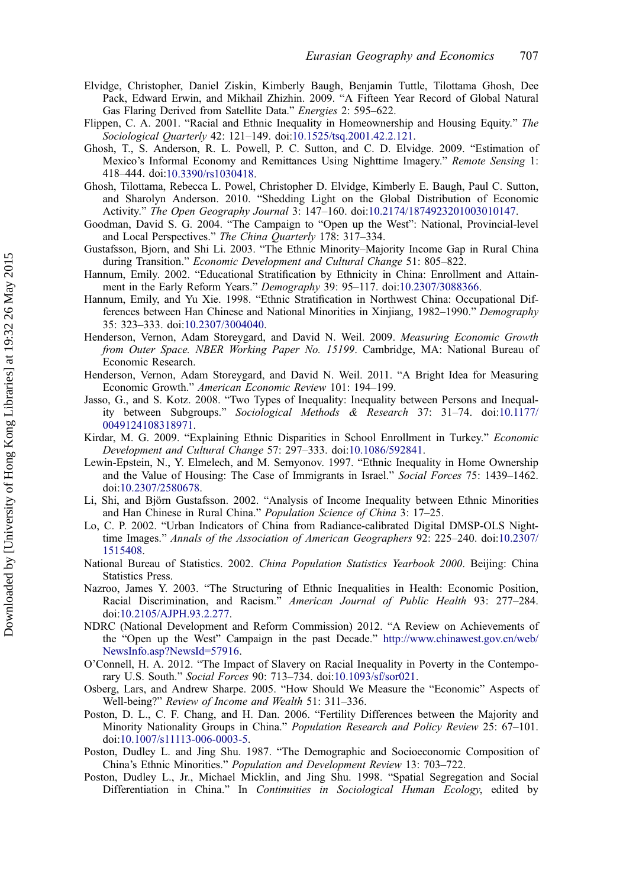Elvidge, Christopher, Daniel Ziskin, Kimberly Baugh, Benjamin Tuttle, Tilottama Ghosh, Dee Pack, Edward Erwin, and Mikhail Zhizhin. 2009. "A Fifteen Year Record of Global Natural Gas Flaring Derived from Satellite Data." *Energies* 2: 595–622.

Flippen, C. A. 2001. "Racial and Ethnic Inequality in Homeownership and Housing Equity." *The Sociological Quarterly* 42: 121–149. doi:10.1525/tsq.2001.42.2.121.

Ghosh, T., S. Anderson, R. L. Powell, P. C. Sutton, and C. D. Elvidge. 2009. "Estimation of Mexico's Informal Economy and Remittances Using Nighttime Imagery." *Remote Sensing* 1: 418–444. doi:10.3390/rs1030418.

Ghosh, Tilottama, Rebecca L. Powel, Christopher D. Elvidge, Kimberly E. Baugh, Paul C. Sutton, and Sharolyn Anderson. 2010. "Shedding Light on the Global Distribution of Economic Activity." *The Open Geography Journal* 3: 147–160. doi:10.2174/1874923201003010147.

Goodman, David S. G. 2004. "The Campaign to "Open up the West": National, Provincial-level and Local Perspectives." *The China Quarterly* 178: 317–334.

Gustafsson, Bjorn, and Shi Li. 2003. "The Ethnic Minority–Majority Income Gap in Rural China during Transition." *Economic Development and Cultural Change* 51: 805–822.

Hannum, Emily. 2002. "Educational Stratification by Ethnicity in China: Enrollment and Attainment in the Early Reform Years." *Demography* 39: 95–117. doi:10.2307/3088366.

Hannum, Emily, and Yu Xie. 1998. "Ethnic Stratification in Northwest China: Occupational Differences between Han Chinese and National Minorities in Xinjiang, 1982–1990." *Demography* 35: 323–333. doi:10.2307/3004040.

Henderson, Vernon, Adam Storeygard, and David N. Weil. 2009. *Measuring Economic Growth from Outer Space. NBER Working Paper No. 15199*. Cambridge, MA: National Bureau of Economic Research.

Henderson, Vernon, Adam Storeygard, and David N. Weil. 2011. "A Bright Idea for Measuring Economic Growth." *American Economic Review* 101: 194–199.

Jasso, G., and S. Kotz. 2008. "Two Types of Inequality: Inequality between Persons and Inequality between Subgroups." *Sociological Methods & Research* 37: 31–74. doi:10.1177/0049124108318971.

Kirdar, M. G. 2009. "Explaining Ethnic Disparities in School Enrollment in Turkey." *Economic Development and Cultural Change* 57: 297–333. doi:10.1086/592841.

Lewin-Epstein, N., Y. Elmelech, and M. Semyonov. 1997. "Ethnic Inequality in Home Ownership and the Value of Housing: The Case of Immigrants in Israel." *Social Forces* 75: 1439–1462. doi:10.2307/2580678.

Li, Shi, and Björn Gustafsson. 2002. "Analysis of Income Inequality between Ethnic Minorities and Han Chinese in Rural China." *Population Science of China* 3: 17–25.

Lo, C. P. 2002. "Urban Indicators of China from Radiance-calibrated Digital DMSP-OLS Nighttime Images." *Annals of the Association of American Geographers* 92: 225–240. doi:10.2307/1515408.

National Bureau of Statistics. 2002. *China Population Statistics Yearbook 2000*. Beijing: China Statistics Press.

Nazroo, James Y. 2003. "The Structuring of Ethnic Inequalities in Health: Economic Position, Racial Discrimination, and Racism." *American Journal of Public Health* 93: 277–284. doi:10.2105/AJPH.93.2.277.

NDRC (National Development and Reform Commission) 2012. "A Review on Achievements of the "Open up the West" Campaign in the past Decade." http://www.chinawest.gov.cn/web/NewsInfo.asp?NewsId=57916.

O'Connell, H. A. 2012. "The Impact of Slavery on Racial Inequality in Poverty in the Contemporary U.S. South." *Social Forces* 90: 713–734. doi:10.1093/sf/sor021.

Osberg, Lars, and Andrew Sharpe. 2005. "How Should We Measure the "Economic" Aspects of Well-being?" *Review of Income and Wealth* 51: 311–336.

Poston, D. L., C. F. Chang, and H. Dan. 2006. "Fertility Differences between the Majority and Minority Nationality Groups in China." *Population Research and Policy Review* 25: 67–101. doi:10.1007/s11113-006-0003-5.

Poston, Dudley L. and Jing Shu. 1987. "The Demographic and Socioeconomic Composition of China's Ethnic Minorities." *Population and Development Review* 13: 703–722.

Poston, Dudley L., Jr., Michael Micklin, and Jing Shu. 1998. "Spatial Segregation and Social Differentiation in China." In *Continuities in Sociological Human Ecology*, edited by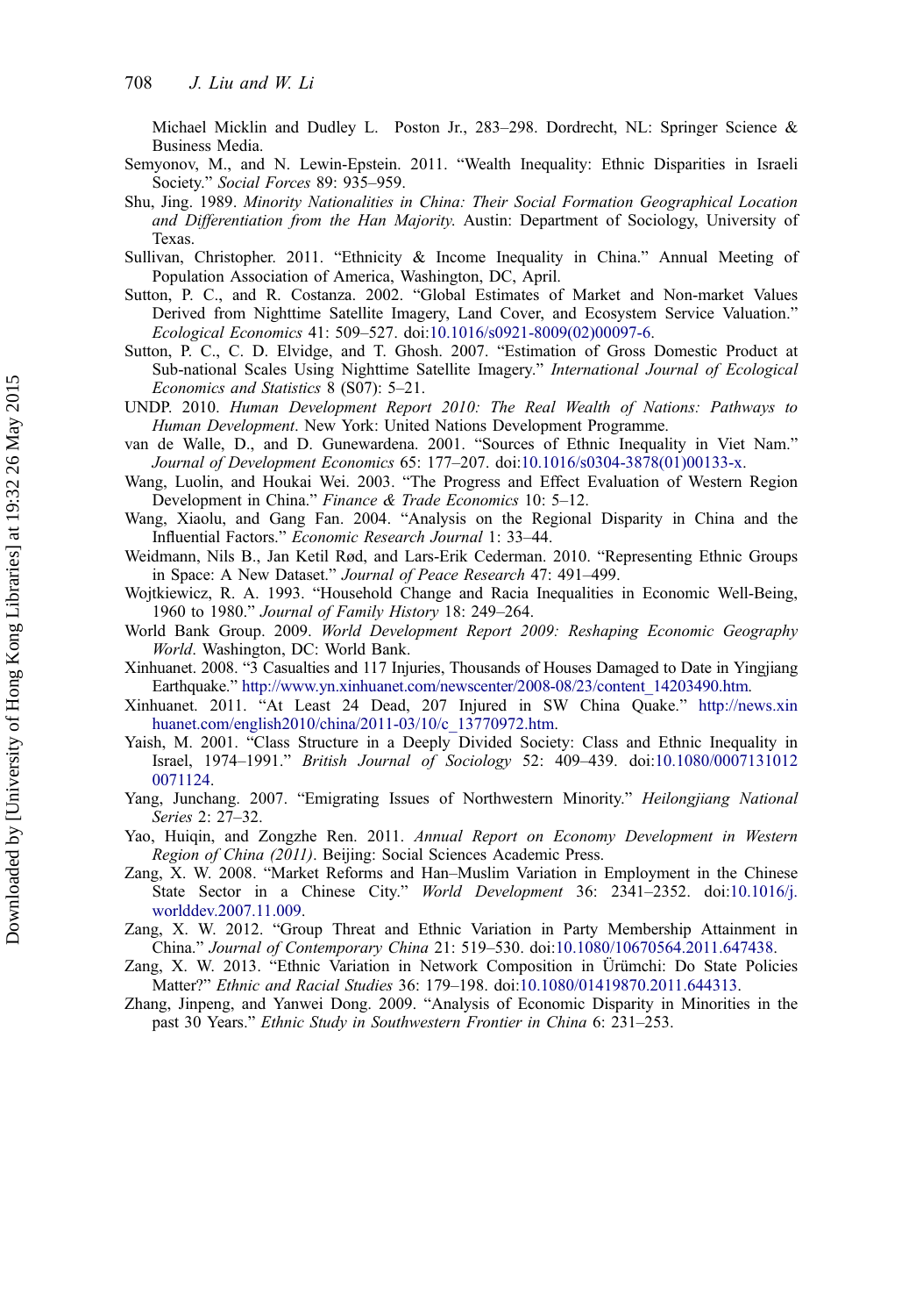Michael Micklin and Dudley L. Poston Jr., 283–298. Dordrecht, NL: Springer Science & Business Media.

Semyonov, M., and N. Lewin-Epstein. 2011. "Wealth Inequality: Ethnic Disparities in Israeli Society." *Social Forces* 89: 935–959.

Shu, Jing. 1989. *Minority Nationalities in China: Their Social Formation Geographical Location and Differentiation from the Han Majority*. Austin: Department of Sociology, University of Texas.

Sullivan, Christopher. 2011. "Ethnicity & Income Inequality in China." Annual Meeting of Population Association of America, Washington, DC, April.

Sutton, P. C., and R. Costanza. 2002. "Global Estimates of Market and Non-market Values Derived from Nighttime Satellite Imagery, Land Cover, and Ecosystem Service Valuation." *Ecological Economics* 41: 509–527. doi:10.1016/s0921-8009(02)00097-6.

Sutton, P. C., C. D. Elvidge, and T. Ghosh. 2007. "Estimation of Gross Domestic Product at Sub-national Scales Using Nighttime Satellite Imagery." *International Journal of Ecological Economics and Statistics* 8 (S07): 5–21.

UNDP. 2010. *Human Development Report 2010: The Real Wealth of Nations: Pathways to Human Development*. New York: United Nations Development Programme.

van de Walle, D., and D. Gunewardena. 2001. "Sources of Ethnic Inequality in Viet Nam." *Journal of Development Economics* 65: 177–207. doi:10.1016/s0304-3878(01)00133-x.

Wang, Luolin, and Houkai Wei. 2003. "The Progress and Effect Evaluation of Western Region Development in China." *Finance & Trade Economics* 10: 5–12.

Wang, Xiaolu, and Gang Fan. 2004. "Analysis on the Regional Disparity in China and the Influential Factors." *Economic Research Journal* 1: 33–44.

Weidmann, Nils B., Jan Ketil Rød, and Lars-Erik Cederman. 2010. "Representing Ethnic Groups in Space: A New Dataset." *Journal of Peace Research* 47: 491–499.

Wojtkiewicz, R. A. 1993. "Household Change and Racia Inequalities in Economic Well-Being, 1960 to 1980." *Journal of Family History* 18: 249–264.

World Bank Group. 2009. *World Development Report 2009: Reshaping Economic Geography World*. Washington, DC: World Bank.

Xinhuanet. 2008. "3 Casualties and 117 Injuries, Thousands of Houses Damaged to Date in Yingjiang Earthquake." http://www.yn.xinhuanet.com/newscenter/2008-08/23/content_14203490.htm.

Xinhuanet. 2011. "At Least 24 Dead, 207 Injured in SW China Quake." http://news.xinhuanet.com/english2010/china/2011-03/10/c_13770972.htm.

Yaish, M. 2001. "Class Structure in a Deeply Divided Society: Class and Ethnic Inequality in Israel, 1974–1991." *British Journal of Sociology* 52: 409–439. doi:10.1080/00071310120071124.

Yang, Junchang. 2007. "Emigrating Issues of Northwestern Minority." *Heilongjiang National Series* 2: 27–32.

Yao, Huiqin, and Zongzhe Ren. 2011. *Annual Report on Economy Development in Western Region of China (2011)*. Beijing: Social Sciences Academic Press.

Zang, X. W. 2008. "Market Reforms and Han–Muslim Variation in Employment in the Chinese State Sector in a Chinese City." *World Development* 36: 2341–2352. doi:10.1016/j.worlddev.2007.11.009.

Zang, X. W. 2012. "Group Threat and Ethnic Variation in Party Membership Attainment in China." *Journal of Contemporary China* 21: 519–530. doi:10.1080/10670564.2011.647438.

Zang, X. W. 2013. "Ethnic Variation in Network Composition in Ürümchi: Do State Policies Matter?" *Ethnic and Racial Studies* 36: 179–198. doi:10.1080/01419870.2011.644313.

Zhang, Jinpeng, and Yanwei Dong. 2009. "Analysis of Economic Disparity in Minorities in the past 30 Years." *Ethnic Study in Southwestern Frontier in China* 6: 231–253.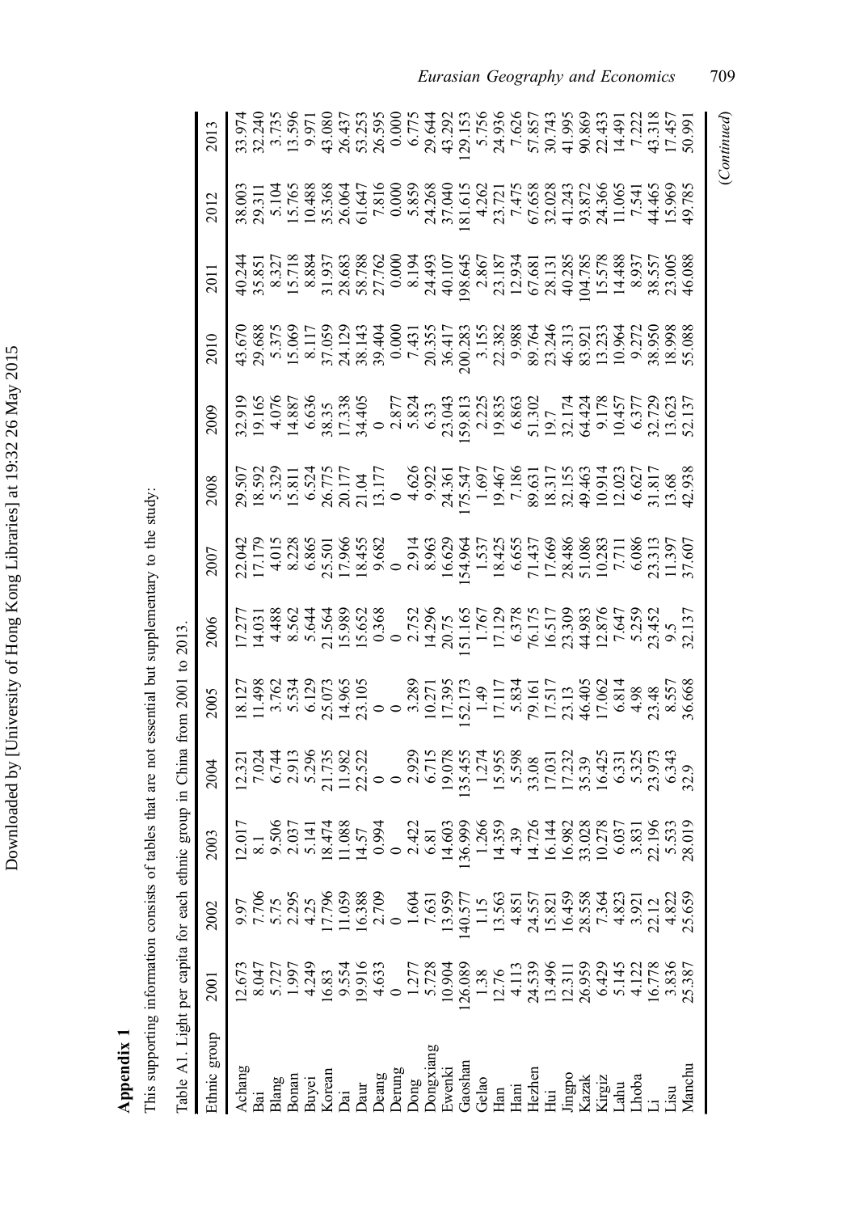## Appendix 1

This supporting information consists of tables that are not essential but supplementary to the study:

Table A1. Light per capita for each ethnic group in China from 2001 to 2013.

| Ethnic group | 2001 | 2002 | 2003 | 2004 | 2005 | 2006 | 2007 | 2008 | 2009 | 2010 | 2011 | 2012 | 2013 |
|---|---|---|---|---|---|---|---|---|---|---|---|---|---|
| Achang | 12.673 | 9.97 | 12.017 | 12.321 | 18.127 | 17.277 | 22.042 | 29.507 | 32.919 | 43.670 | 40.244 | 38.003 | 33.974 |
| Bai | 8.047 | 7.706 | 8.1 | 7.024 | 11.498 | 14.031 | 17.179 | 18.592 | 19.165 | 29.688 | 35.851 | 29.311 | 32.240 |
| Blang | 5.727 | 5.75 | 9.506 | 6.744 | 3.762 | 4.488 | 4.015 | 5.329 | 4.076 | 5.375 | 8.327 | 5.104 | 3.735 |
| Bonan | 1.997 | 2.295 | 2.037 | 2.913 | 5.534 | 8.562 | 8.228 | 15.811 | 14.887 | 15.069 | 15.718 | 15.765 | 13.596 |
| Buyei | 4.249 | 4.25 | 5.141 | 5.296 | 6.129 | 5.644 | 6.865 | 6.524 | 6.636 | 8.117 | 8.884 | 10.488 | 9.971 |
| Korean | 16.83 | 17.796 | 18.474 | 21.735 | 25.073 | 21.564 | 25.501 | 26.775 | 38.35 | 37.059 | 31.937 | 35.368 | 43.080 |
| Dai | 9.554 | 11.059 | 11.088 | 11.982 | 14.965 | 15.989 | 17.966 | 20.177 | 17.338 | 24.129 | 28.683 | 26.064 | 26.437 |
| Daur | 19.916 | 16.388 | 14.57 | 22.522 | 23.105 | 15.652 | 18.455 | 21.04 | 34.405 | 38.143 | 58.788 | 61.647 | 53.253 |
| Deang | 4.633 | 2.709 | 0.994 | 0 | 0 | 0.368 | 9.682 | 13.177 | 0 | 39.404 | 27.762 | 7.816 | 26.595 |
| Derung | 0 | 0 | 0 | 0 | 0 | 0 | 0 | 0 | 2.877 | 0.000 | 0.000 | 0.000 | 0.000 |
| Dong | 1.277 | 1.604 | 2.422 | 2.929 | 3.289 | 2.752 | 2.914 | 4.626 | 5.824 | 7.431 | 8.194 | 5.859 | 6.775 |
| Dongxiang | 5.728 | 7.631 | 6.81 | 6.715 | 10.271 | 14.296 | 8.963 | 9.922 | 6.33 | 20.355 | 24.493 | 24.268 | 29.644 |
| Ewenki | 10.904 | 13.959 | 14.603 | 19.078 | 17.395 | 20.75 | 16.629 | 24.361 | 23.043 | 36.417 | 40.107 | 37.040 | 43.292 |
| Gaoshan | 126.089 | 140.577 | 136.999 | 135.455 | 152.173 | 151.165 | 154.964 | 175.547 | 159.813 | 200.283 | 198.645 | 181.615 | 129.153 |
| Gelao | 1.38 | 1.15 | 1.266 | 1.274 | 1.49 | 1.767 | 1.537 | 1.697 | 2.225 | 3.155 | 2.867 | 4.262 | 5.756 |
| Han | 12.76 | 13.563 | 14.359 | 15.955 | 17.117 | 17.129 | 18.425 | 19.467 | 19.835 | 22.382 | 23.187 | 23.721 | 24.936 |
| Hani | 4.113 | 4.851 | 4.39 | 5.598 | 5.834 | 6.378 | 6.655 | 7.186 | 6.863 | 9.988 | 12.934 | 7.475 | 7.626 |
| Hezhen | 24.539 | 24.557 | 14.726 | 33.08 | 79.161 | 76.175 | 71.437 | 89.631 | 51.302 | 89.764 | 67.681 | 67.658 | 57.857 |
| Hui | 13.496 | 15.821 | 16.144 | 17.031 | 17.517 | 16.517 | 17.669 | 18.317 | 19.7 | 23.246 | 28.131 | 32.028 | 30.743 |
| Jingpo | 12.311 | 16.459 | 16.982 | 17.232 | 23.13 | 23.309 | 28.486 | 32.155 | 32.174 | 46.313 | 40.285 | 41.243 | 41.995 |
| Kazak | 26.959 | 28.558 | 33.028 | 35.39 | 46.405 | 44.983 | 51.086 | 49.463 | 64.424 | 83.921 | 104.785 | 93.872 | 90.869 |
| Kirgiz | 6.429 | 7.364 | 10.278 | 16.425 | 17.062 | 12.876 | 10.283 | 10.914 | 9.178 | 13.233 | 15.578 | 24.366 | 22.433 |
| Lahu | 5.145 | 4.823 | 6.037 | 6.331 | 6.814 | 7.647 | 7.711 | 12.023 | 10.457 | 10.964 | 14.488 | 11.065 | 14.491 |
| Lhoba | 4.122 | 3.921 | 3.831 | 5.325 | 4.98 | 5.259 | 6.086 | 6.627 | 6.377 | 9.272 | 8.937 | 7.541 | 7.222 |
| Li | 16.778 | 22.12 | 22.196 | 23.973 | 23.48 | 23.452 | 23.313 | 31.817 | 32.729 | 38.950 | 38.557 | 44.465 | 43.318 |
| Lisu | 3.836 | 4.822 | 5.533 | 6.343 | 8.557 | 9.5 | 11.397 | 13.68 | 13.623 | 18.998 | 23.005 | 15.969 | 17.457 |
| Manchu | 25.387 | 25.659 | 28.019 | 32.9 | 36.668 | 32.137 | 37.607 | 42.938 | 52.137 | 55.088 | 46.088 | 49.785 | 50.991 |

(*Continued*)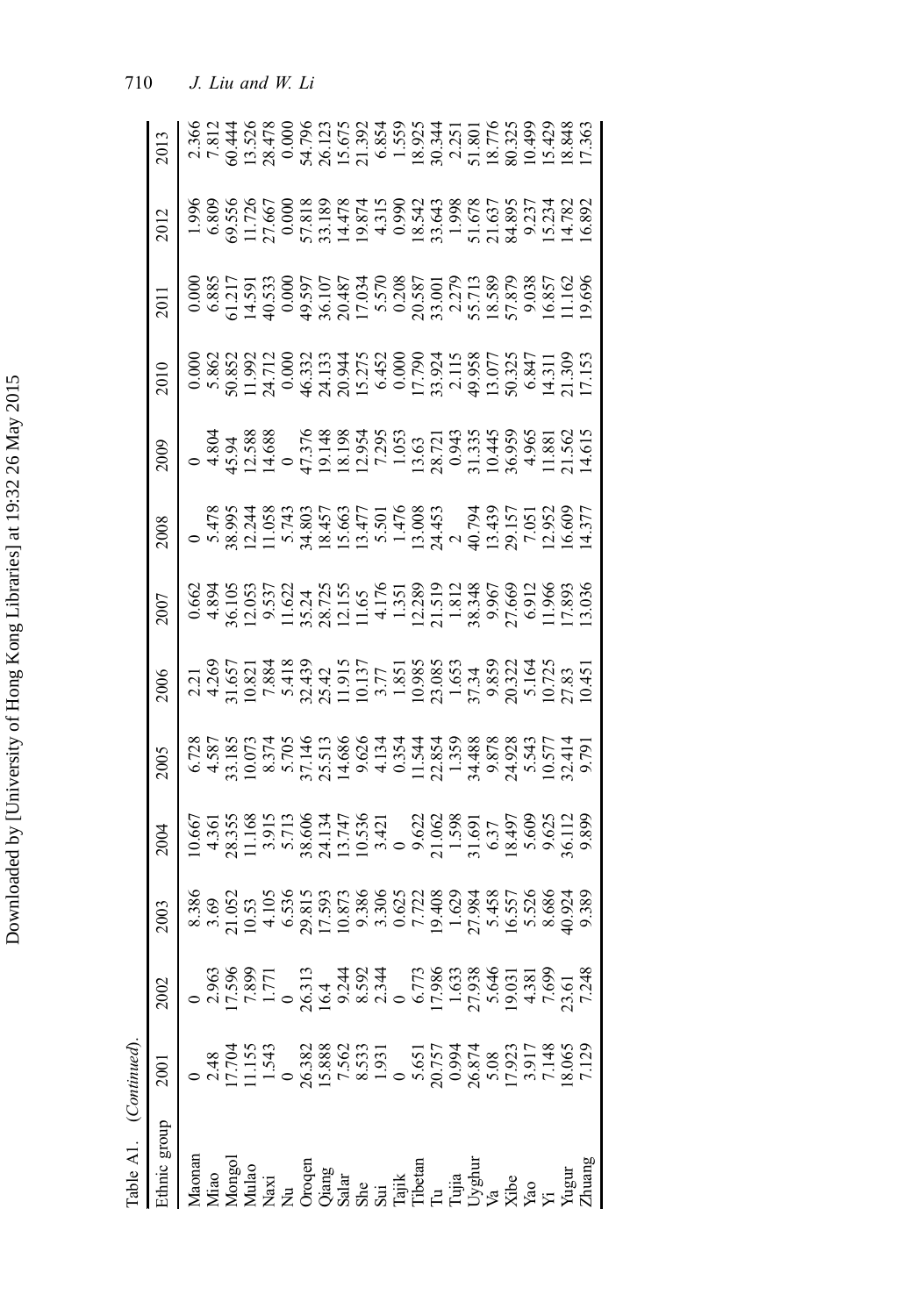Table A1. (*Continued*).

| Ethnic group | 2001 | 2002 | 2003 | 2004 | 2005 | 2006 | 2007 | 2008 | 2009 | 2010 | 2011 | 2012 | 2013 |
|---|---|---|---|---|---|---|---|---|---|---|---|---|---|
| Maonan | 0 | 0 | 8.386 | 10.667 | 6.728 | 2.21 | 0.662 | 0 | 0 | 0.000 | 0.000 | 1.996 | 2.366 |
| Miao | 2.48 | 2.963 | 3.69 | 4.361 | 4.587 | 4.269 | 4.894 | 5.478 | 4.804 | 5.862 | 6.885 | 6.809 | 7.812 |
| Mongol | 17.704 | 17.596 | 21.052 | 28.355 | 33.185 | 31.657 | 36.105 | 38.995 | 45.94 | 50.852 | 61.217 | 69.556 | 60.444 |
| Mulao | 11.155 | 7.899 | 10.53 | 11.168 | 10.073 | 10.821 | 12.053 | 12.244 | 12.588 | 11.992 | 14.591 | 11.726 | 13.526 |
| Naxi | 1.543 | 1.771 | 4.105 | 3.915 | 8.374 | 7.884 | 9.537 | 11.058 | 14.688 | 24.712 | 40.533 | 27.667 | 28.478 |
| Nu | 0 | 0 | 6.536 | 5.713 | 5.705 | 5.418 | 11.622 | 5.743 | 0 | 0.000 | 0.000 | 0.000 | 0.000 |
| Oroqen | 26.382 | 26.313 | 29.815 | 38.606 | 37.146 | 32.439 | 35.24 | 34.803 | 47.376 | 46.332 | 49.597 | 57.818 | 54.796 |
| Qiang | 15.888 | 16.4 | 17.593 | 24.134 | 25.513 | 25.42 | 28.725 | 18.457 | 19.148 | 24.133 | 36.107 | 33.189 | 26.123 |
| Salar | 7.562 | 9.244 | 10.873 | 13.747 | 14.686 | 11.915 | 12.155 | 15.663 | 18.198 | 20.944 | 20.487 | 14.478 | 15.675 |
| She | 8.533 | 8.592 | 9.386 | 10.536 | 9.626 | 10.137 | 11.65 | 13.477 | 12.954 | 15.275 | 17.034 | 19.874 | 21.392 |
| Sui | 1.931 | 2.344 | 3.306 | 3.421 | 4.134 | 3.77 | 4.176 | 5.501 | 7.295 | 6.452 | 5.570 | 4.315 | 6.854 |
| Tajik | 0 | 0 | 0.625 | 0 | 0.354 | 1.851 | 1.351 | 1.476 | 1.053 | 0.000 | 0.208 | 0.990 | 1.559 |
| Tibetan | 5.651 | 6.773 | 7.722 | 9.622 | 11.544 | 10.985 | 12.289 | 13.008 | 13.63 | 17.790 | 20.587 | 18.542 | 18.925 |
| Tu | 20.757 | 17.986 | 19.408 | 21.062 | 22.854 | 23.085 | 21.519 | 24.453 | 28.721 | 33.924 | 33.001 | 33.643 | 30.344 |
| Tujia | 0.994 | 1.633 | 1.629 | 1.598 | 1.359 | 1.653 | 1.812 | 2 | 0.943 | 2.115 | 2.279 | 1.998 | 2.251 |
| Uyghur | 26.874 | 27.938 | 27.984 | 31.691 | 34.488 | 37.34 | 38.348 | 40.794 | 31.335 | 49.958 | 55.713 | 51.678 | 51.801 |
| Va | 5.08 | 5.646 | 5.458 | 6.37 | 9.878 | 9.859 | 9.967 | 13.439 | 10.445 | 13.077 | 18.589 | 21.637 | 18.776 |
| Xibe | 17.923 | 19.031 | 16.557 | 18.497 | 24.928 | 20.322 | 27.669 | 29.157 | 36.959 | 50.325 | 57.879 | 84.895 | 80.325 |
| Yao | 3.917 | 4.381 | 5.526 | 5.609 | 5.543 | 5.164 | 6.912 | 7.051 | 4.965 | 6.847 | 9.038 | 9.237 | 10.499 |
| Yi | 7.148 | 7.699 | 8.686 | 9.625 | 10.577 | 10.725 | 11.966 | 12.952 | 11.881 | 14.311 | 16.857 | 15.234 | 15.429 |
| Yugur | 18.065 | 23.61 | 40.924 | 36.112 | 32.414 | 27.83 | 17.893 | 16.609 | 21.562 | 21.309 | 11.162 | 14.782 | 18.848 |
| Zhuang | 7.129 | 7.248 | 9.389 | 9.899 | 9.791 | 10.451 | 13.036 | 14.377 | 14.615 | 17.153 | 19.696 | 16.892 | 17.363 |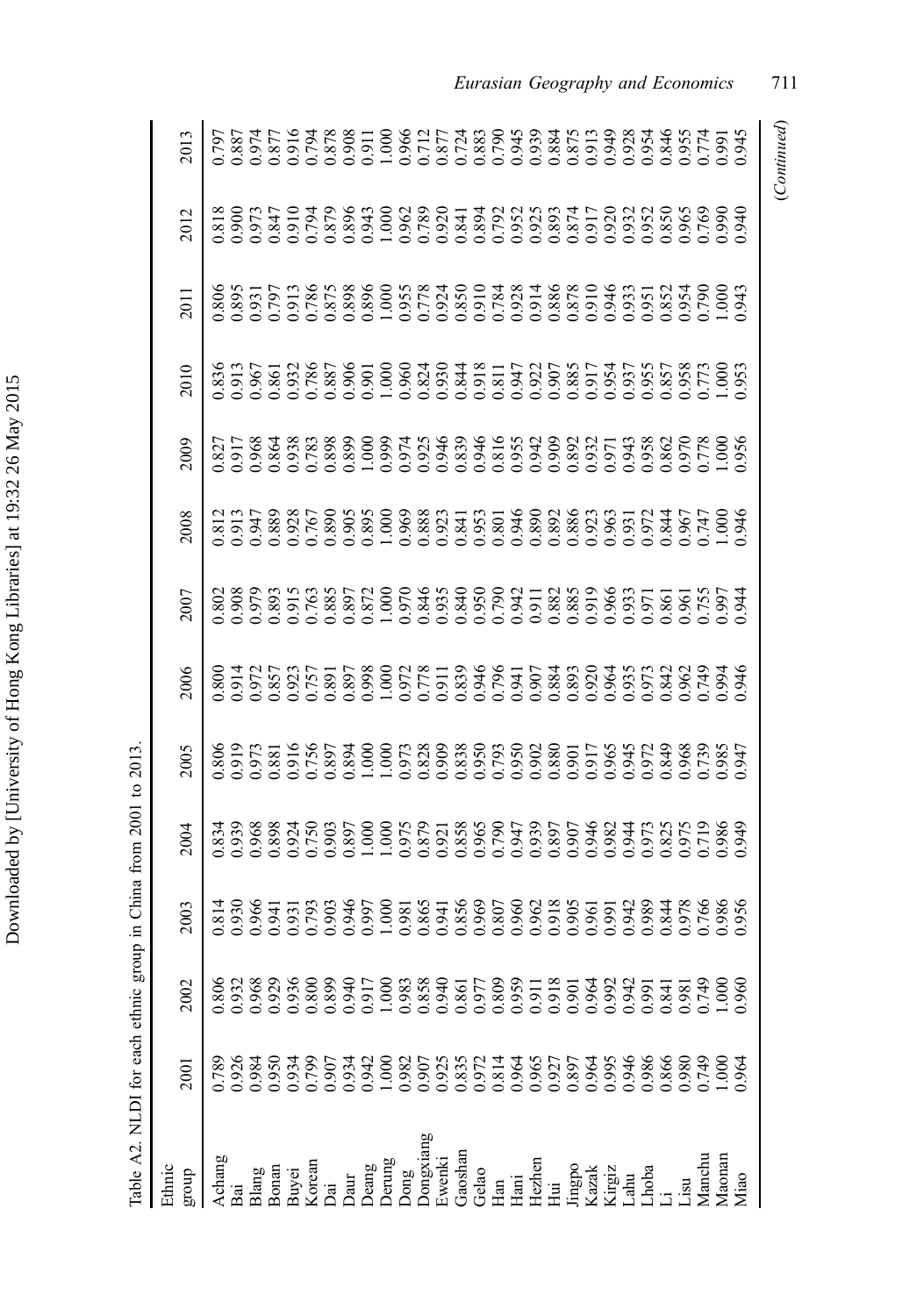Table A2. NLDI for each ethnic group in China from 2001 to 2013.

| Ethnic group | 2001 | 2002 | 2003 | 2004 | 2005 | 2006 | 2007 | 2008 | 2009 | 2010 | 2011 | 2012 | 2013 |
|---|---|---|---|---|---|---|---|---|---|---|---|---|---|
| Achang | 0.789 | 0.806 | 0.814 | 0.834 | 0.806 | 0.800 | 0.802 | 0.812 | 0.827 | 0.836 | 0.806 | 0.818 | 0.797 |
| Bai | 0.926 | 0.932 | 0.930 | 0.939 | 0.919 | 0.914 | 0.908 | 0.913 | 0.917 | 0.913 | 0.895 | 0.900 | 0.887 |
| Blang | 0.984 | 0.968 | 0.966 | 0.968 | 0.973 | 0.972 | 0.979 | 0.947 | 0.968 | 0.967 | 0.931 | 0.973 | 0.974 |
| Bonan | 0.950 | 0.929 | 0.941 | 0.898 | 0.881 | 0.857 | 0.893 | 0.889 | 0.864 | 0.861 | 0.797 | 0.847 | 0.877 |
| Buyei | 0.934 | 0.936 | 0.931 | 0.924 | 0.916 | 0.923 | 0.915 | 0.928 | 0.938 | 0.932 | 0.913 | 0.910 | 0.916 |
| Korean | 0.799 | 0.800 | 0.793 | 0.750 | 0.756 | 0.757 | 0.763 | 0.767 | 0.783 | 0.786 | 0.786 | 0.794 | 0.794 |
| Dai | 0.907 | 0.899 | 0.903 | 0.903 | 0.897 | 0.891 | 0.885 | 0.890 | 0.898 | 0.887 | 0.875 | 0.879 | 0.878 |
| Daur | 0.934 | 0.940 | 0.946 | 0.897 | 0.894 | 0.897 | 0.897 | 0.905 | 0.899 | 0.906 | 0.898 | 0.896 | 0.908 |
| Deang | 0.942 | 0.917 | 0.997 | 1.000 | 1.000 | 0.998 | 0.872 | 0.895 | 1.000 | 0.901 | 0.896 | 0.943 | 0.911 |
| Derung | 1.000 | 1.000 | 1.000 | 1.000 | 1.000 | 1.000 | 1.000 | 1.000 | 0.999 | 1.000 | 1.000 | 1.000 | 1.000 |
| Dong | 0.982 | 0.983 | 0.981 | 0.975 | 0.973 | 0.972 | 0.970 | 0.969 | 0.974 | 0.960 | 0.955 | 0.962 | 0.966 |
| Dongxiang | 0.907 | 0.858 | 0.865 | 0.879 | 0.828 | 0.778 | 0.846 | 0.888 | 0.925 | 0.824 | 0.778 | 0.789 | 0.712 |
| Ewenki | 0.925 | 0.940 | 0.941 | 0.921 | 0.909 | 0.911 | 0.935 | 0.923 | 0.946 | 0.930 | 0.924 | 0.920 | 0.877 |
| Gaoshan | 0.835 | 0.861 | 0.856 | 0.858 | 0.838 | 0.839 | 0.840 | 0.841 | 0.839 | 0.844 | 0.850 | 0.841 | 0.724 |
| Gelao | 0.972 | 0.977 | 0.969 | 0.965 | 0.950 | 0.946 | 0.950 | 0.953 | 0.946 | 0.918 | 0.910 | 0.894 | 0.883 |
| Han | 0.814 | 0.809 | 0.807 | 0.790 | 0.793 | 0.796 | 0.790 | 0.801 | 0.816 | 0.811 | 0.784 | 0.792 | 0.790 |
| Hani | 0.964 | 0.959 | 0.960 | 0.947 | 0.950 | 0.941 | 0.942 | 0.946 | 0.955 | 0.947 | 0.928 | 0.952 | 0.945 |
| Hezhen | 0.965 | 0.911 | 0.962 | 0.939 | 0.902 | 0.907 | 0.911 | 0.890 | 0.942 | 0.922 | 0.914 | 0.925 | 0.939 |
| Hui | 0.927 | 0.918 | 0.918 | 0.897 | 0.880 | 0.884 | 0.882 | 0.892 | 0.909 | 0.907 | 0.886 | 0.893 | 0.884 |
| Jingpo | 0.897 | 0.901 | 0.905 | 0.907 | 0.901 | 0.893 | 0.885 | 0.886 | 0.892 | 0.885 | 0.878 | 0.874 | 0.875 |
| Kazak | 0.964 | 0.964 | 0.961 | 0.946 | 0.917 | 0.920 | 0.919 | 0.923 | 0.932 | 0.917 | 0.910 | 0.917 | 0.913 |
| Kirgiz | 0.995 | 0.992 | 0.991 | 0.982 | 0.965 | 0.964 | 0.966 | 0.963 | 0.971 | 0.954 | 0.946 | 0.920 | 0.949 |
| Lahu | 0.946 | 0.942 | 0.942 | 0.944 | 0.945 | 0.935 | 0.933 | 0.931 | 0.943 | 0.937 | 0.933 | 0.932 | 0.928 |
| Lhoba | 0.986 | 0.991 | 0.989 | 0.973 | 0.972 | 0.973 | 0.971 | 0.972 | 0.958 | 0.955 | 0.951 | 0.952 | 0.954 |
| Li | 0.866 | 0.841 | 0.844 | 0.825 | 0.849 | 0.842 | 0.861 | 0.844 | 0.862 | 0.857 | 0.852 | 0.850 | 0.846 |
| Lisu | 0.980 | 0.981 | 0.978 | 0.975 | 0.968 | 0.962 | 0.961 | 0.967 | 0.970 | 0.958 | 0.954 | 0.965 | 0.955 |
| Manchu | 0.749 | 0.749 | 0.766 | 0.719 | 0.739 | 0.749 | 0.755 | 0.747 | 0.778 | 0.773 | 0.790 | 0.769 | 0.774 |
| Maonan | 1.000 | 1.000 | 0.986 | 0.986 | 0.985 | 0.994 | 0.997 | 1.000 | 1.000 | 1.000 | 1.000 | 0.990 | 0.991 |
| Miao | 0.964 | 0.960 | 0.956 | 0.949 | 0.947 | 0.946 | 0.944 | 0.946 | 0.956 | 0.953 | 0.943 | 0.940 | 0.945 |

(*Continued*)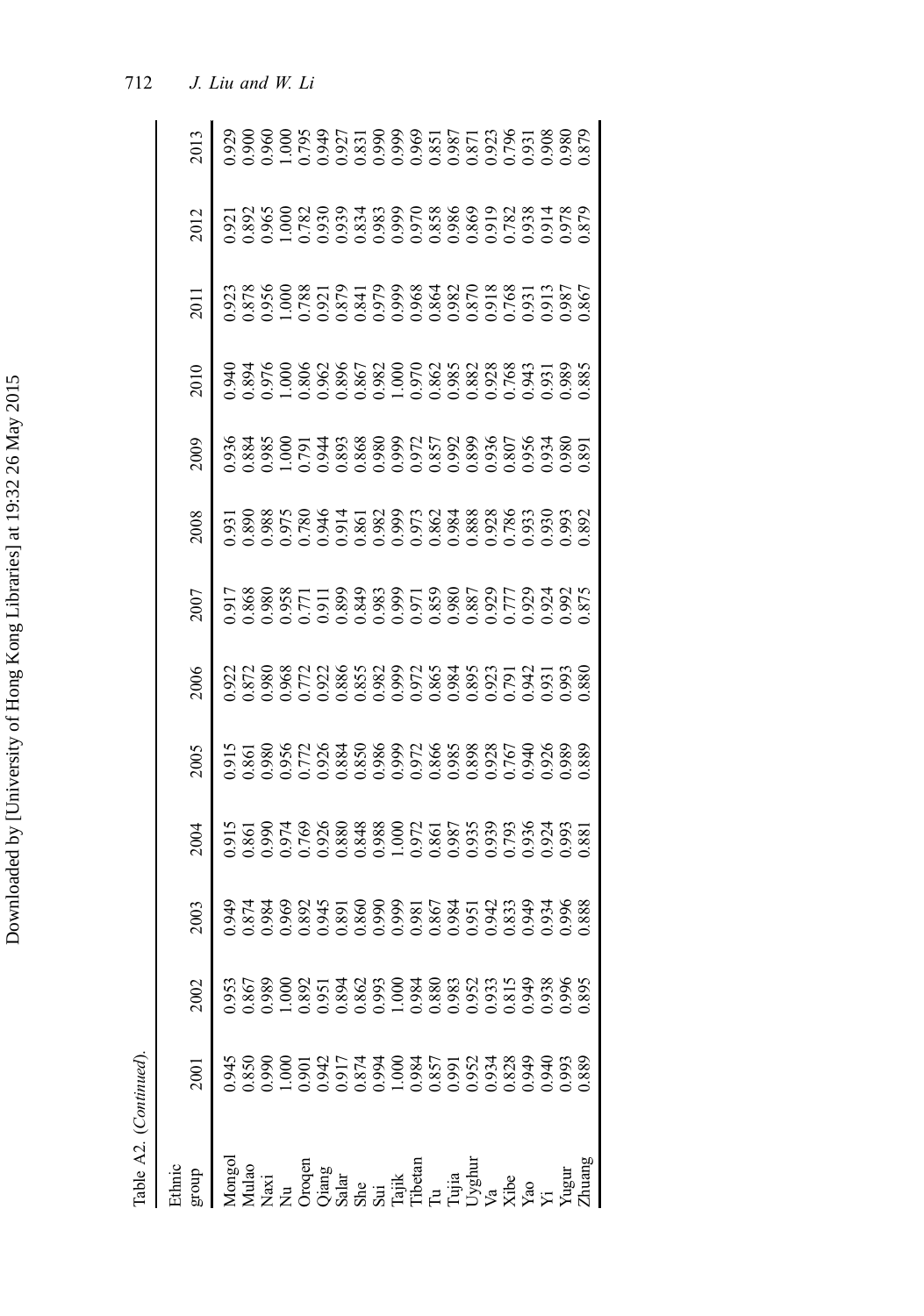Table A2. (*Continued*).

| Ethnic group | 2001 | 2002 | 2003 | 2004 | 2005 | 2006 | 2007 | 2008 | 2009 | 2010 | 2011 | 2012 | 2013 |
|---|---|---|---|---|---|---|---|---|---|---|---|---|---|
| Mongol | 0.945 | 0.953 | 0.949 | 0.915 | 0.915 | 0.922 | 0.917 | 0.931 | 0.936 | 0.940 | 0.923 | 0.921 | 0.929 |
| Mulao | 0.850 | 0.867 | 0.874 | 0.861 | 0.861 | 0.872 | 0.868 | 0.890 | 0.884 | 0.894 | 0.878 | 0.892 | 0.900 |
| Naxi | 0.990 | 0.989 | 0.984 | 0.990 | 0.980 | 0.980 | 0.980 | 0.988 | 0.985 | 0.976 | 0.956 | 0.965 | 0.960 |
| Nu | 1.000 | 1.000 | 0.969 | 0.974 | 0.956 | 0.968 | 0.958 | 0.975 | 1.000 | 1.000 | 1.000 | 1.000 | 1.000 |
| Oroqen | 0.901 | 0.892 | 0.892 | 0.769 | 0.772 | 0.772 | 0.771 | 0.780 | 0.791 | 0.806 | 0.788 | 0.782 | 0.795 |
| Qiang | 0.942 | 0.951 | 0.945 | 0.926 | 0.926 | 0.922 | 0.911 | 0.946 | 0.944 | 0.962 | 0.921 | 0.930 | 0.949 |
| Salar | 0.917 | 0.894 | 0.891 | 0.880 | 0.884 | 0.886 | 0.899 | 0.914 | 0.893 | 0.896 | 0.879 | 0.939 | 0.927 |
| She | 0.874 | 0.862 | 0.860 | 0.848 | 0.850 | 0.855 | 0.849 | 0.861 | 0.868 | 0.867 | 0.841 | 0.834 | 0.831 |
| Sui | 0.994 | 0.993 | 0.990 | 0.988 | 0.986 | 0.982 | 0.983 | 0.982 | 0.980 | 0.982 | 0.979 | 0.983 | 0.990 |
| Tajik | 1.000 | 1.000 | 0.999 | 1.000 | 0.999 | 0.999 | 0.999 | 0.999 | 0.999 | 1.000 | 0.999 | 0.999 | 0.999 |
| Tibetan | 0.984 | 0.984 | 0.981 | 0.972 | 0.972 | 0.972 | 0.971 | 0.973 | 0.972 | 0.970 | 0.968 | 0.970 | 0.969 |
| Tu | 0.857 | 0.880 | 0.867 | 0.861 | 0.866 | 0.865 | 0.859 | 0.862 | 0.857 | 0.862 | 0.864 | 0.858 | 0.851 |
| Tujia | 0.991 | 0.983 | 0.984 | 0.987 | 0.985 | 0.984 | 0.980 | 0.984 | 0.992 | 0.985 | 0.982 | 0.986 | 0.987 |
| Uyghur | 0.952 | 0.952 | 0.951 | 0.935 | 0.898 | 0.895 | 0.887 | 0.888 | 0.899 | 0.882 | 0.870 | 0.869 | 0.871 |
| Va | 0.934 | 0.933 | 0.942 | 0.939 | 0.928 | 0.923 | 0.929 | 0.928 | 0.936 | 0.928 | 0.918 | 0.919 | 0.923 |
| Xibe | 0.828 | 0.815 | 0.833 | 0.793 | 0.767 | 0.791 | 0.777 | 0.786 | 0.807 | 0.768 | 0.768 | 0.782 | 0.796 |
| Yao | 0.949 | 0.949 | 0.949 | 0.936 | 0.940 | 0.942 | 0.929 | 0.933 | 0.956 | 0.943 | 0.931 | 0.938 | 0.931 |
| Yi | 0.940 | 0.938 | 0.934 | 0.924 | 0.926 | 0.931 | 0.924 | 0.930 | 0.934 | 0.931 | 0.913 | 0.914 | 0.908 |
| Yugur | 0.993 | 0.996 | 0.996 | 0.993 | 0.989 | 0.993 | 0.992 | 0.993 | 0.980 | 0.989 | 0.987 | 0.978 | 0.980 |
| Zhuang | 0.889 | 0.895 | 0.888 | 0.881 | 0.889 | 0.880 | 0.875 | 0.892 | 0.891 | 0.885 | 0.867 | 0.879 | 0.879 |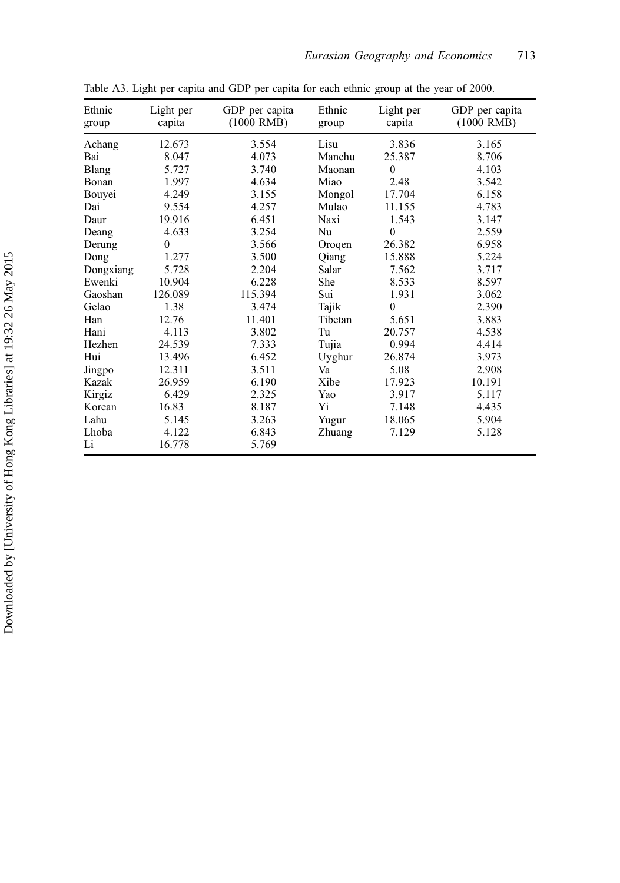Table A3. Light per capita and GDP per capita for each ethnic group at the year of 2000.

| Ethnic group | Light per capita | GDP per capita (1000 RMB) | Ethnic group | Light per capita | GDP per capita (1000 RMB) |
|---|---|---|---|---|---|
| Achang | 12.673 | 3.554 | Lisu | 3.836 | 3.165 |
| Bai | 8.047 | 4.073 | Manchu | 25.387 | 8.706 |
| Blang | 5.727 | 3.740 | Maonan | 0 | 4.103 |
| Bonan | 1.997 | 4.634 | Miao | 2.48 | 3.542 |
| Bouyei | 4.249 | 3.155 | Mongol | 17.704 | 6.158 |
| Dai | 9.554 | 4.257 | Mulao | 11.155 | 4.783 |
| Daur | 19.916 | 6.451 | Naxi | 1.543 | 3.147 |
| Deang | 4.633 | 3.254 | Nu | 0 | 2.559 |
| Derung | 0 | 3.566 | Oroqen | 26.382 | 6.958 |
| Dong | 1.277 | 3.500 | Qiang | 15.888 | 5.224 |
| Dongxiang | 5.728 | 2.204 | Salar | 7.562 | 3.717 |
| Ewenki | 10.904 | 6.228 | She | 8.533 | 8.597 |
| Gaoshan | 126.089 | 115.394 | Sui | 1.931 | 3.062 |
| Gelao | 1.38 | 3.474 | Tajik | 0 | 2.390 |
| Han | 12.76 | 11.401 | Tibetan | 5.651 | 3.883 |
| Hani | 4.113 | 3.802 | Tu | 20.757 | 4.538 |
| Hezhen | 24.539 | 7.333 | Tujia | 0.994 | 4.414 |
| Hui | 13.496 | 6.452 | Uyghur | 26.874 | 3.973 |
| Jingpo | 12.311 | 3.511 | Va | 5.08 | 2.908 |
| Kazak | 26.959 | 6.190 | Xibe | 17.923 | 10.191 |
| Kirgiz | 6.429 | 2.325 | Yao | 3.917 | 5.117 |
| Korean | 16.83 | 8.187 | Yi | 7.148 | 4.435 |
| Lahu | 5.145 | 3.263 | Yugur | 18.065 | 5.904 |
| Lhoba | 4.122 | 6.843 | Zhuang | 7.129 | 5.128 |
| Li | 16.778 | 5.769 | | | |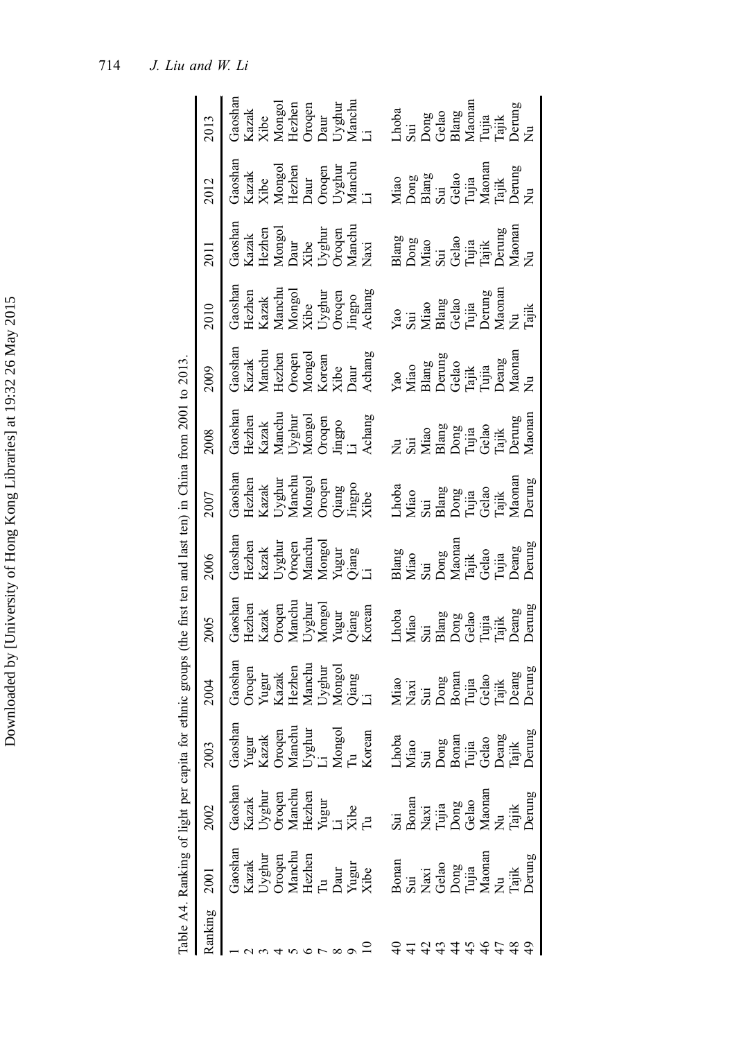Table A4. Ranking of light per capita for ethnic groups (the first ten and last ten) in China from 2001 to 2013.

| Ranking | 2001 | 2002 | 2003 | 2004 | 2005 | 2006 | 2007 | 2008 | 2009 | 2010 | 2011 | 2012 | 2013 |
|---|---|---|---|---|---|---|---|---|---|---|---|---|---|
| 1 | Gaoshan | Gaoshan | Gaoshan | Gaoshan | Gaoshan | Gaoshan | Gaoshan | Gaoshan | Gaoshan | Gaoshan | Gaoshan | Gaoshan | Gaoshan |
| 2 | Kazak | Kazak | Yugur | Oroqen | Hezhen | Hezhen | Hezhen | Hezhen | Kazak | Hezhen | Kazak | Kazak | Kazak |
| 3 | Uyghur | Uyghur | Kazak | Yugur | Kazak | Kazak | Kazak | Kazak | Manchu | Kazak | Hezhen | Xibe | Xibe |
| 4 | Oroqen | Oroqen | Oroqen | Kazak | Oroqen | Uyghur | Uyghur | Manchu | Hezhen | Manchu | Mongol | Mongol | Mongol |
| 5 | Manchu | Manchu | Manchu | Hezhen | Manchu | Oroqen | Manchu | Uyghur | Oroqen | Mongol | Daur | Hezhen | Hezhen |
| 6 | Hezhen | Hezhen | Uyghur | Manchu | Uyghur | Manchu | Mongol | Mongol | Mongol | Xibe | Xibe | Daur | Oroqen |
| 7 | Tu | Yugur | Li | Uyghur | Mongol | Mongol | Oroqen | Oroqen | Korean | Uyghur | Uyghur | Oroqen | Daur |
| 8 | Daur | Li | Mongol | Mongol | Yugur | Yugur | Qiang | Jingpo | Xibe | Oroqen | Oroqen | Uyghur | Uyghur |
| 9 | Yugur | Xibe | Tu | Qiang | Qiang | Qiang | Jingpo | Li | Daur | Jingpo | Manchu | Manchu | Manchu |
| 10 | Xibe | Tu | Korean | Li | Korean | Li | Xibe | Achang | Achang | Achang | Naxi | Li | Li |
| 40 | Bonan | Sui | Lhoba | Miao | Lhoba | Blang | Lhoba | Nu | Yao | Yao | Blang | Miao | Lhoba |
| 41 | Sui | Bonan | Miao | Naxi | Miao | Miao | Miao | Sui | Miao | Sui | Dong | Dong | Sui |
| 42 | Naxi | Naxi | Sui | Sui | Sui | Sui | Sui | Miao | Blang | Miao | Miao | Blang | Dong |
| 43 | Gelao | Tujia | Dong | Dong | Blang | Dong | Blang | Blang | Derung | Blang | Sui | Sui | Gelao |
| 44 | Dong | Dong | Bonan | Bonan | Dong | Maonan | Dong | Dong | Gelao | Gelao | Gelao | Gelao | Blang |
| 45 | Tujia | Gelao | Tujia | Tujia | Gelao | Tajik | Tujia | Tujia | Tajik | Tujia | Tujia | Tujia | Maonan |
| 46 | Maonan | Maonan | Gelao | Gelao | Tujia | Gelao | Gelao | Gelao | Tujia | Derung | Tajik | Maonan | Tujia |
| 47 | Nu | Nu | Deang | Tajik | Tajik | Tujia | Tajik | Tajik | Deang | Maonan | Derung | Tajik | Tajik |
| 48 | Tajik | Tajik | Tajik | Deang | Deang | Deang | Maonan | Derung | Maonan | Nu | Maonan | Derung | Derung |
| 49 | Derung | Derung | Derung | Derung | Derung | Derung | Derung | Maonan | Nu | Tajik | Nu | Nu | Nu |